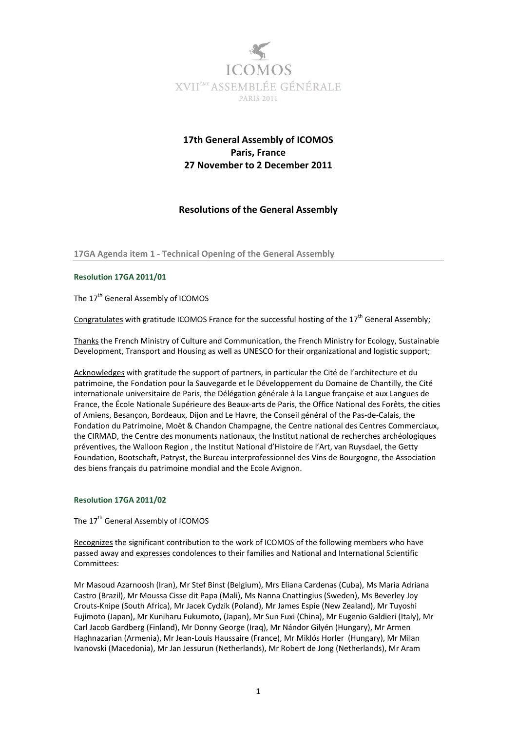ICOMOS

XVII[ème] ASSEMBLÉE GÉNÉRALE

PARIS 2011

# 17th General Assembly of ICOMOS
# Paris, France
# 27 November to 2 December 2011

## Resolutions of the General Assembly

### 17GA Agenda item 1 - Technical Opening of the General Assembly

#### Resolution 17GA 2011/01

The 17[th] General Assembly of ICOMOS

Congratulates with gratitude ICOMOS France for the successful hosting of the 17[th] General Assembly;

Thanks the French Ministry of Culture and Communication, the French Ministry for Ecology, Sustainable Development, Transport and Housing as well as UNESCO for their organizational and logistic support;

Acknowledges with gratitude the support of partners, in particular the Cité de l'architecture et du patrimoine, the Fondation pour la Sauvegarde et le Développement du Domaine de Chantilly, the Cité internationale universitaire de Paris, the Délégation générale à la Langue française et aux Langues de France, the École Nationale Supérieure des Beaux-arts de Paris, the Office National des Forêts, the cities of Amiens, Besançon, Bordeaux, Dijon and Le Havre, the Conseil général of the Pas-de-Calais, the Fondation du Patrimoine, Moët & Chandon Champagne, the Centre national des Centres Commerciaux, the CIRMAD, the Centre des monuments nationaux, the Institut national de recherches archéologiques préventives, the Walloon Region , the Institut National d'Histoire de l'Art, van Ruysdael, the Getty Foundation, Bootschaft, Patryst, the Bureau interprofessionnel des Vins de Bourgogne, the Association des biens français du patrimoine mondial and the Ecole Avignon.

#### Resolution 17GA 2011/02

The 17[th] General Assembly of ICOMOS

Recognizes the significant contribution to the work of ICOMOS of the following members who have passed away and expresses condolences to their families and National and International Scientific Committees:

Mr Masoud Azarnoosh (Iran), Mr Stef Binst (Belgium), Mrs Eliana Cardenas (Cuba), Ms Maria Adriana Castro (Brazil), Mr Moussa Cisse dit Papa (Mali), Ms Nanna Cnattingius (Sweden), Ms Beverley Joy Crouts-Knipe (South Africa), Mr Jacek Cydzik (Poland), Mr James Espie (New Zealand), Mr Tuyoshi Fujimoto (Japan), Mr Kuniharu Fukumoto, (Japan), Mr Sun Fuxi (China), Mr Eugenio Galdieri (Italy), Mr Carl Jacob Gardberg (Finland), Mr Donny George (Iraq), Mr Nándor Gilyén (Hungary), Mr Armen Haghnazarian (Armenia), Mr Jean-Louis Haussaire (France), Mr Miklós Horler (Hungary), Mr Milan Ivanovski (Macedonia), Mr Jan Jessurun (Netherlands), Mr Robert de Jong (Netherlands), Mr Aram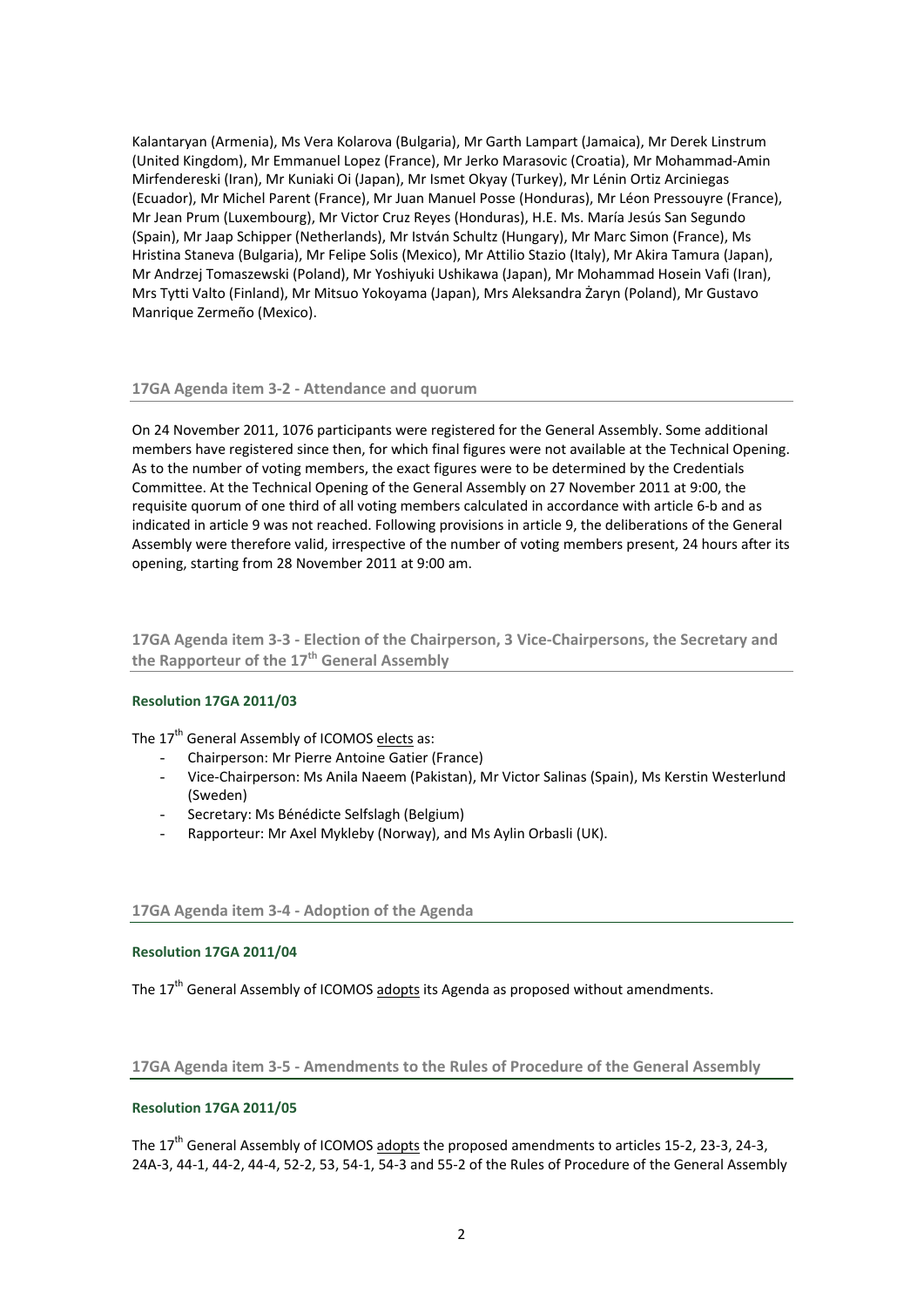Kalantaryan (Armenia), Ms Vera Kolarova (Bulgaria), Mr Garth Lampart (Jamaica), Mr Derek Linstrum (United Kingdom), Mr Emmanuel Lopez (France), Mr Jerko Marasovic (Croatia), Mr Mohammad-Amin Mirfendereski (Iran), Mr Kuniaki Oi (Japan), Mr Ismet Okyay (Turkey), Mr Lénin Ortiz Arciniegas (Ecuador), Mr Michel Parent (France), Mr Juan Manuel Posse (Honduras), Mr Léon Pressouyre (France), Mr Jean Prum (Luxembourg), Mr Victor Cruz Reyes (Honduras), H.E. Ms. María Jesús San Segundo (Spain), Mr Jaap Schipper (Netherlands), Mr István Schultz (Hungary), Mr Marc Simon (France), Ms Hristina Staneva (Bulgaria), Mr Felipe Solis (Mexico), Mr Attilio Stazio (Italy), Mr Akira Tamura (Japan), Mr Andrzej Tomaszewski (Poland), Mr Yoshiyuki Ushikawa (Japan), Mr Mohammad Hosein Vafi (Iran), Mrs Tytti Valto (Finland), Mr Mitsuo Yokoyama (Japan), Mrs Aleksandra Żaryn (Poland), Mr Gustavo Manrique Zermeño (Mexico).

## 17GA Agenda item 3-2 - Attendance and quorum

On 24 November 2011, 1076 participants were registered for the General Assembly. Some additional members have registered since then, for which final figures were not available at the Technical Opening. As to the number of voting members, the exact figures were to be determined by the Credentials Committee. At the Technical Opening of the General Assembly on 27 November 2011 at 9:00, the requisite quorum of one third of all voting members calculated in accordance with article 6-b and as indicated in article 9 was not reached. Following provisions in article 9, the deliberations of the General Assembly were therefore valid, irrespective of the number of voting members present, 24 hours after its opening, starting from 28 November 2011 at 9:00 am.

## 17GA Agenda item 3-3 - Election of the Chairperson, 3 Vice-Chairpersons, the Secretary and the Rapporteur of the 17th General Assembly

### Resolution 17GA 2011/03

The 17th General Assembly of ICOMOS elects as:

- Chairperson: Mr Pierre Antoine Gatier (France)
- Vice-Chairperson: Ms Anila Naeem (Pakistan), Mr Victor Salinas (Spain), Ms Kerstin Westerlund (Sweden)
- Secretary: Ms Bénédicte Selfslagh (Belgium)
- Rapporteur: Mr Axel Mykleby (Norway), and Ms Aylin Orbasli (UK).

## 17GA Agenda item 3-4 - Adoption of the Agenda

### Resolution 17GA 2011/04

The 17th General Assembly of ICOMOS adopts its Agenda as proposed without amendments.

## 17GA Agenda item 3-5 - Amendments to the Rules of Procedure of the General Assembly

### Resolution 17GA 2011/05

The 17th General Assembly of ICOMOS adopts the proposed amendments to articles 15-2, 23-3, 24-3, 24A-3, 44-1, 44-2, 44-4, 52-2, 53, 54-1, 54-3 and 55-2 of the Rules of Procedure of the General Assembly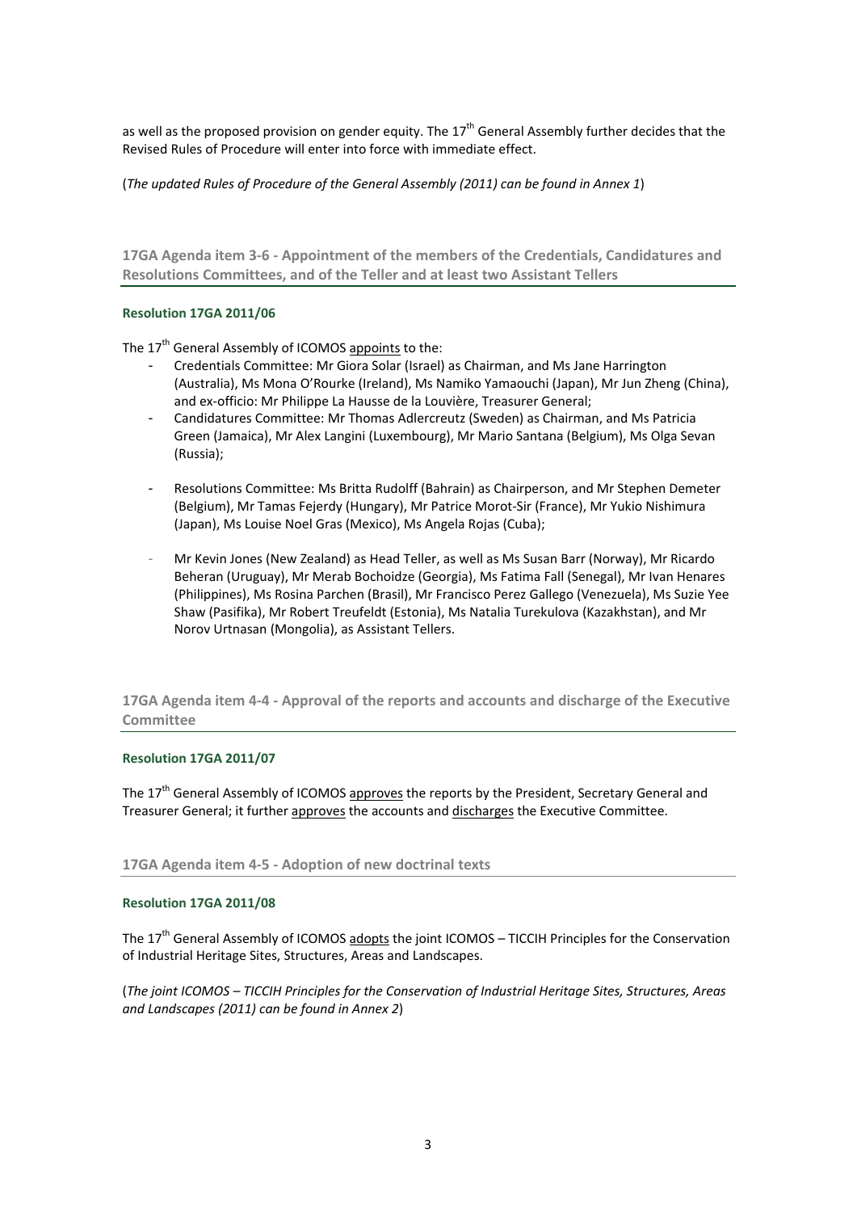as well as the proposed provision on gender equity. The 17th General Assembly further decides that the Revised Rules of Procedure will enter into force with immediate effect.

(*The updated Rules of Procedure of the General Assembly (2011) can be found in Annex 1*)

## 17GA Agenda item 3-6 - Appointment of the members of the Credentials, Candidatures and Resolutions Committees, and of the Teller and at least two Assistant Tellers

### Resolution 17GA 2011/06

The 17th General Assembly of ICOMOS appoints to the:

- Credentials Committee: Mr Giora Solar (Israel) as Chairman, and Ms Jane Harrington (Australia), Ms Mona O'Rourke (Ireland), Ms Namiko Yamaouchi (Japan), Mr Jun Zheng (China), and ex-officio: Mr Philippe La Hausse de la Louvière, Treasurer General;
- Candidatures Committee: Mr Thomas Adlercreutz (Sweden) as Chairman, and Ms Patricia Green (Jamaica), Mr Alex Langini (Luxembourg), Mr Mario Santana (Belgium), Ms Olga Sevan (Russia);
- Resolutions Committee: Ms Britta Rudolff (Bahrain) as Chairperson, and Mr Stephen Demeter (Belgium), Mr Tamas Fejerdy (Hungary), Mr Patrice Morot-Sir (France), Mr Yukio Nishimura (Japan), Ms Louise Noel Gras (Mexico), Ms Angela Rojas (Cuba);
- Mr Kevin Jones (New Zealand) as Head Teller, as well as Ms Susan Barr (Norway), Mr Ricardo Beheran (Uruguay), Mr Merab Bochoidze (Georgia), Ms Fatima Fall (Senegal), Mr Ivan Henares (Philippines), Ms Rosina Parchen (Brasil), Mr Francisco Perez Gallego (Venezuela), Ms Suzie Yee Shaw (Pasifika), Mr Robert Treufeldt (Estonia), Ms Natalia Turekulova (Kazakhstan), and Mr Norov Urtnasan (Mongolia), as Assistant Tellers.

## 17GA Agenda item 4-4 - Approval of the reports and accounts and discharge of the Executive Committee

### Resolution 17GA 2011/07

The 17th General Assembly of ICOMOS approves the reports by the President, Secretary General and Treasurer General; it further approves the accounts and discharges the Executive Committee.

## 17GA Agenda item 4-5 - Adoption of new doctrinal texts

### Resolution 17GA 2011/08

The 17th General Assembly of ICOMOS adopts the joint ICOMOS – TICCIH Principles for the Conservation of Industrial Heritage Sites, Structures, Areas and Landscapes.

(*The joint ICOMOS – TICCIH Principles for the Conservation of Industrial Heritage Sites, Structures, Areas and Landscapes (2011) can be found in Annex 2*)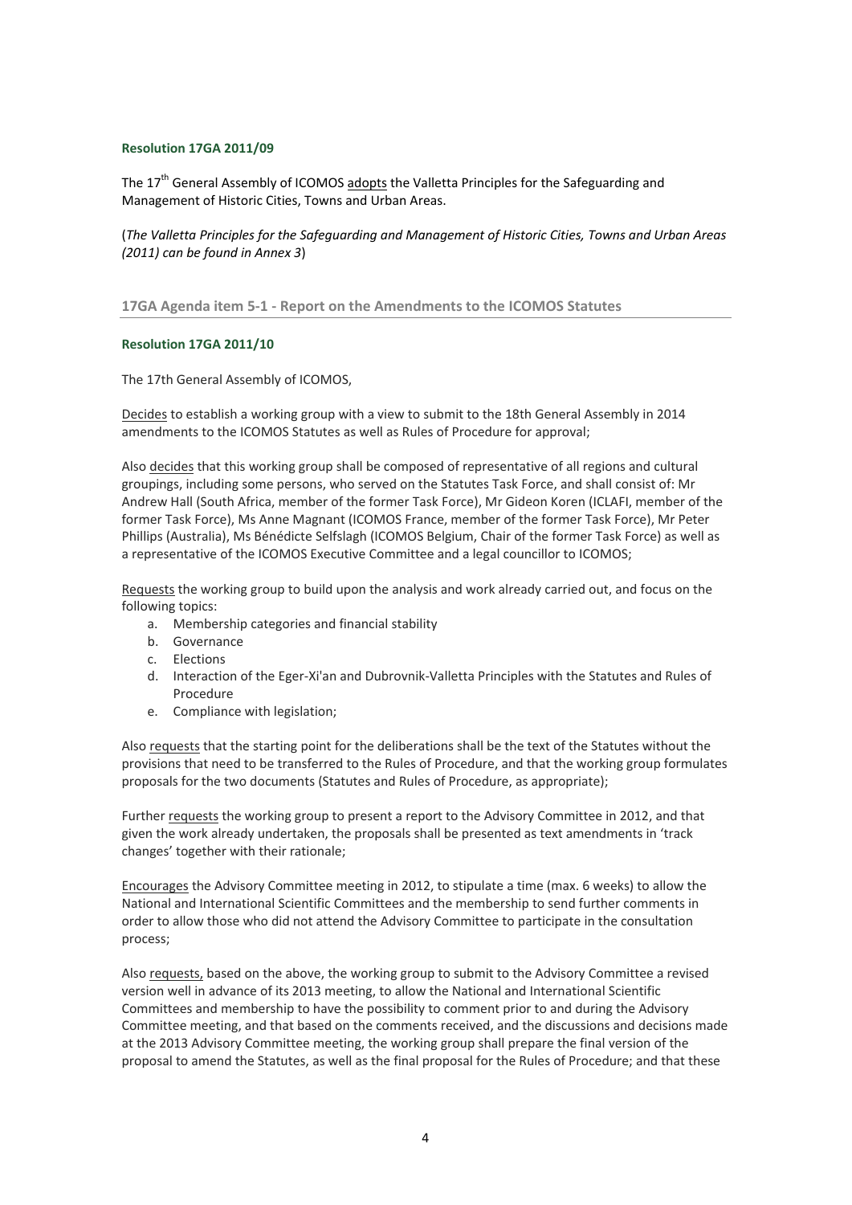**Resolution 17GA 2011/09**

The 17th General Assembly of ICOMOS adopts the Valletta Principles for the Safeguarding and Management of Historic Cities, Towns and Urban Areas.

(*The Valletta Principles for the Safeguarding and Management of Historic Cities, Towns and Urban Areas (2011) can be found in Annex 3*)

## 17GA Agenda item 5-1 - Report on the Amendments to the ICOMOS Statutes

**Resolution 17GA 2011/10**

The 17th General Assembly of ICOMOS,

Decides to establish a working group with a view to submit to the 18th General Assembly in 2014 amendments to the ICOMOS Statutes as well as Rules of Procedure for approval;

Also decides that this working group shall be composed of representative of all regions and cultural groupings, including some persons, who served on the Statutes Task Force, and shall consist of: Mr Andrew Hall (South Africa, member of the former Task Force), Mr Gideon Koren (ICLAFI, member of the former Task Force), Ms Anne Magnant (ICOMOS France, member of the former Task Force), Mr Peter Phillips (Australia), Ms Bénédicte Selfslagh (ICOMOS Belgium, Chair of the former Task Force) as well as a representative of the ICOMOS Executive Committee and a legal councillor to ICOMOS;

Requests the working group to build upon the analysis and work already carried out, and focus on the following topics:

a. Membership categories and financial stability
b. Governance
c. Elections
d. Interaction of the Eger-Xi'an and Dubrovnik-Valletta Principles with the Statutes and Rules of Procedure
e. Compliance with legislation;

Also requests that the starting point for the deliberations shall be the text of the Statutes without the provisions that need to be transferred to the Rules of Procedure, and that the working group formulates proposals for the two documents (Statutes and Rules of Procedure, as appropriate);

Further requests the working group to present a report to the Advisory Committee in 2012, and that given the work already undertaken, the proposals shall be presented as text amendments in 'track changes' together with their rationale;

Encourages the Advisory Committee meeting in 2012, to stipulate a time (max. 6 weeks) to allow the National and International Scientific Committees and the membership to send further comments in order to allow those who did not attend the Advisory Committee to participate in the consultation process;

Also requests, based on the above, the working group to submit to the Advisory Committee a revised version well in advance of its 2013 meeting, to allow the National and International Scientific Committees and membership to have the possibility to comment prior to and during the Advisory Committee meeting, and that based on the comments received, and the discussions and decisions made at the 2013 Advisory Committee meeting, the working group shall prepare the final version of the proposal to amend the Statutes, as well as the final proposal for the Rules of Procedure; and that these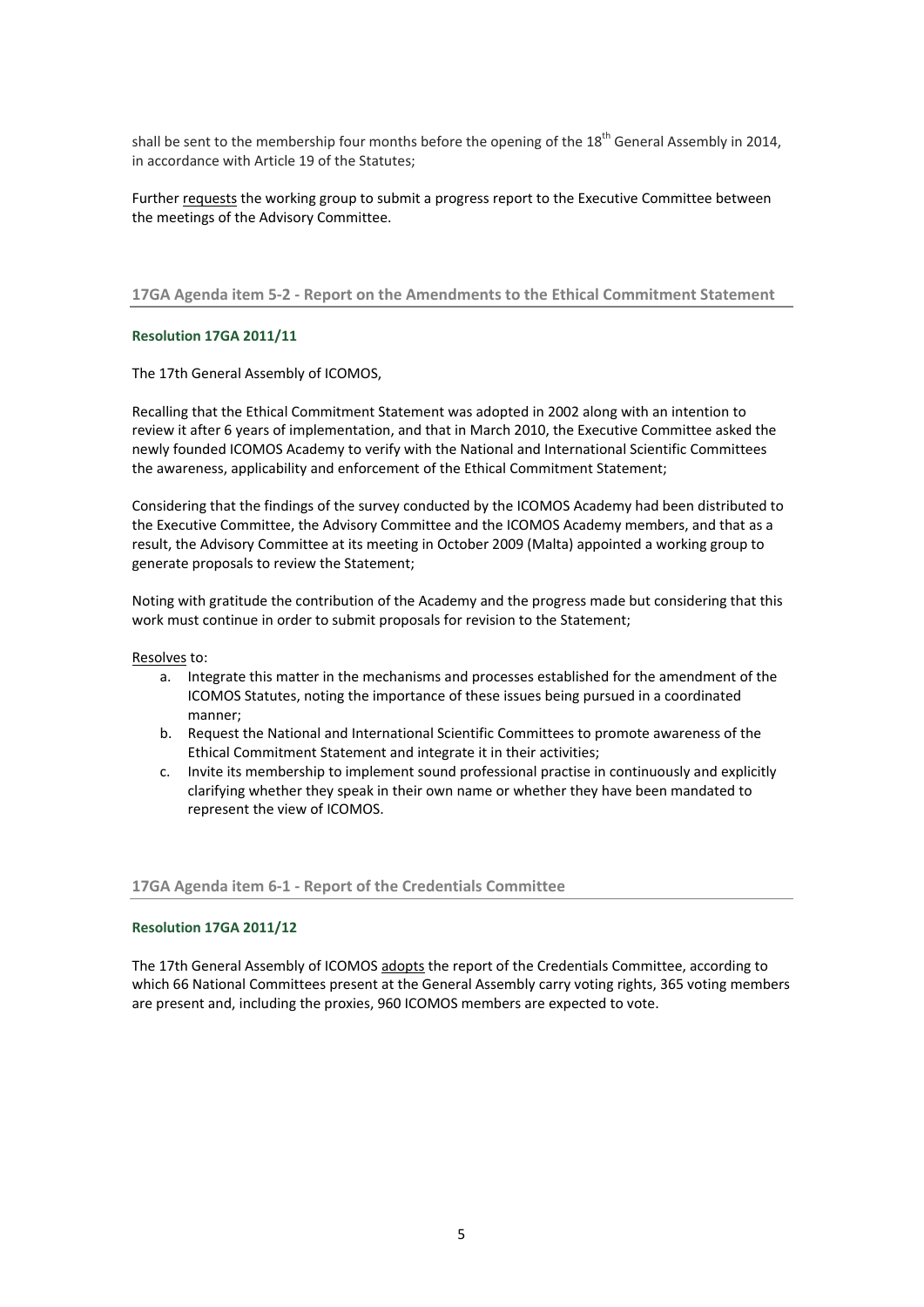shall be sent to the membership four months before the opening of the 18th General Assembly in 2014, in accordance with Article 19 of the Statutes;

Further requests the working group to submit a progress report to the Executive Committee between the meetings of the Advisory Committee.

## 17GA Agenda item 5-2 - Report on the Amendments to the Ethical Commitment Statement

### Resolution 17GA 2011/11

The 17th General Assembly of ICOMOS,

Recalling that the Ethical Commitment Statement was adopted in 2002 along with an intention to review it after 6 years of implementation, and that in March 2010, the Executive Committee asked the newly founded ICOMOS Academy to verify with the National and International Scientific Committees the awareness, applicability and enforcement of the Ethical Commitment Statement;

Considering that the findings of the survey conducted by the ICOMOS Academy had been distributed to the Executive Committee, the Advisory Committee and the ICOMOS Academy members, and that as a result, the Advisory Committee at its meeting in October 2009 (Malta) appointed a working group to generate proposals to review the Statement;

Noting with gratitude the contribution of the Academy and the progress made but considering that this work must continue in order to submit proposals for revision to the Statement;

Resolves to:

a. Integrate this matter in the mechanisms and processes established for the amendment of the ICOMOS Statutes, noting the importance of these issues being pursued in a coordinated manner;
b. Request the National and International Scientific Committees to promote awareness of the Ethical Commitment Statement and integrate it in their activities;
c. Invite its membership to implement sound professional practise in continuously and explicitly clarifying whether they speak in their own name or whether they have been mandated to represent the view of ICOMOS.

## 17GA Agenda item 6-1 - Report of the Credentials Committee

### Resolution 17GA 2011/12

The 17th General Assembly of ICOMOS adopts the report of the Credentials Committee, according to which 66 National Committees present at the General Assembly carry voting rights, 365 voting members are present and, including the proxies, 960 ICOMOS members are expected to vote.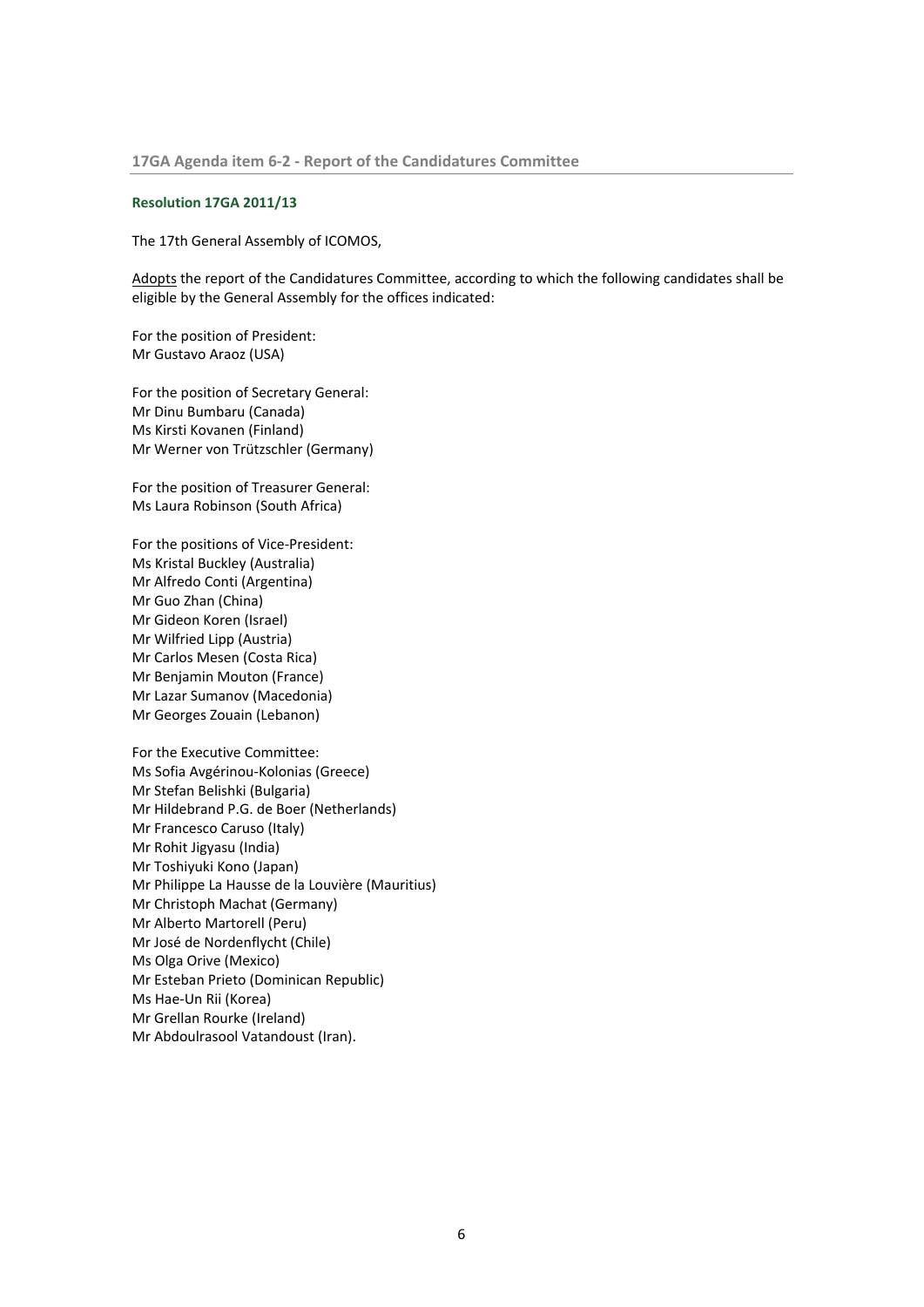### 17GA Agenda item 6-2 - Report of the Candidatures Committee

#### Resolution 17GA 2011/13

The 17th General Assembly of ICOMOS,

Adopts the report of the Candidatures Committee, according to which the following candidates shall be eligible by the General Assembly for the offices indicated:

For the position of President:
Mr Gustavo Araoz (USA)

For the position of Secretary General:
Mr Dinu Bumbaru (Canada)
Ms Kirsti Kovanen (Finland)
Mr Werner von Trützschler (Germany)

For the position of Treasurer General:
Ms Laura Robinson (South Africa)

For the positions of Vice-President:
Ms Kristal Buckley (Australia)
Mr Alfredo Conti (Argentina)
Mr Guo Zhan (China)
Mr Gideon Koren (Israel)
Mr Wilfried Lipp (Austria)
Mr Carlos Mesen (Costa Rica)
Mr Benjamin Mouton (France)
Mr Lazar Sumanov (Macedonia)
Mr Georges Zouain (Lebanon)

For the Executive Committee:
Ms Sofia Avgérinou-Kolonias (Greece)
Mr Stefan Belishki (Bulgaria)
Mr Hildebrand P.G. de Boer (Netherlands)
Mr Francesco Caruso (Italy)
Mr Rohit Jigyasu (India)
Mr Toshiyuki Kono (Japan)
Mr Philippe La Hausse de la Louvière (Mauritius)
Mr Christoph Machat (Germany)
Mr Alberto Martorell (Peru)
Mr José de Nordenflycht (Chile)
Ms Olga Orive (Mexico)
Mr Esteban Prieto (Dominican Republic)
Ms Hae-Un Rii (Korea)
Mr Grellan Rourke (Ireland)
Mr Abdoulrasool Vatandoust (Iran).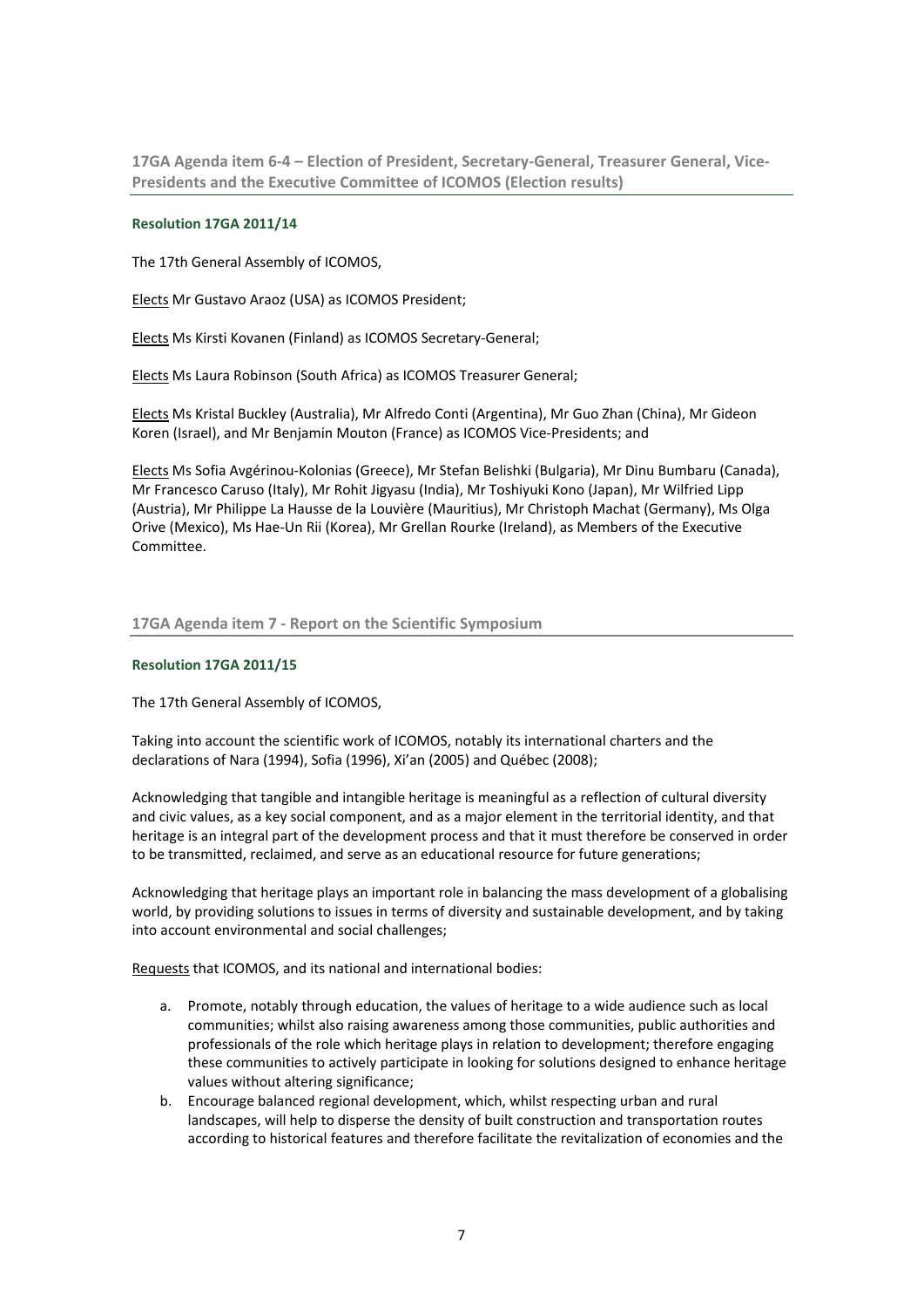## 17GA Agenda item 6-4 – Election of President, Secretary-General, Treasurer General, Vice-Presidents and the Executive Committee of ICOMOS (Election results)

### Resolution 17GA 2011/14

The 17th General Assembly of ICOMOS,

Elects Mr Gustavo Araoz (USA) as ICOMOS President;

Elects Ms Kirsti Kovanen (Finland) as ICOMOS Secretary-General;

Elects Ms Laura Robinson (South Africa) as ICOMOS Treasurer General;

Elects Ms Kristal Buckley (Australia), Mr Alfredo Conti (Argentina), Mr Guo Zhan (China), Mr Gideon Koren (Israel), and Mr Benjamin Mouton (France) as ICOMOS Vice-Presidents; and

Elects Ms Sofia Avgérinou-Kolonias (Greece), Mr Stefan Belishki (Bulgaria), Mr Dinu Bumbaru (Canada), Mr Francesco Caruso (Italy), Mr Rohit Jigyasu (India), Mr Toshiyuki Kono (Japan), Mr Wilfried Lipp (Austria), Mr Philippe La Hausse de la Louvière (Mauritius), Mr Christoph Machat (Germany), Ms Olga Orive (Mexico), Ms Hae-Un Rii (Korea), Mr Grellan Rourke (Ireland), as Members of the Executive Committee.

## 17GA Agenda item 7 - Report on the Scientific Symposium

### Resolution 17GA 2011/15

The 17th General Assembly of ICOMOS,

Taking into account the scientific work of ICOMOS, notably its international charters and the declarations of Nara (1994), Sofia (1996), Xi'an (2005) and Québec (2008);

Acknowledging that tangible and intangible heritage is meaningful as a reflection of cultural diversity and civic values, as a key social component, and as a major element in the territorial identity, and that heritage is an integral part of the development process and that it must therefore be conserved in order to be transmitted, reclaimed, and serve as an educational resource for future generations;

Acknowledging that heritage plays an important role in balancing the mass development of a globalising world, by providing solutions to issues in terms of diversity and sustainable development, and by taking into account environmental and social challenges;

Requests that ICOMOS, and its national and international bodies:

a. Promote, notably through education, the values of heritage to a wide audience such as local communities; whilst also raising awareness among those communities, public authorities and professionals of the role which heritage plays in relation to development; therefore engaging these communities to actively participate in looking for solutions designed to enhance heritage values without altering significance;
b. Encourage balanced regional development, which, whilst respecting urban and rural landscapes, will help to disperse the density of built construction and transportation routes according to historical features and therefore facilitate the revitalization of economies and the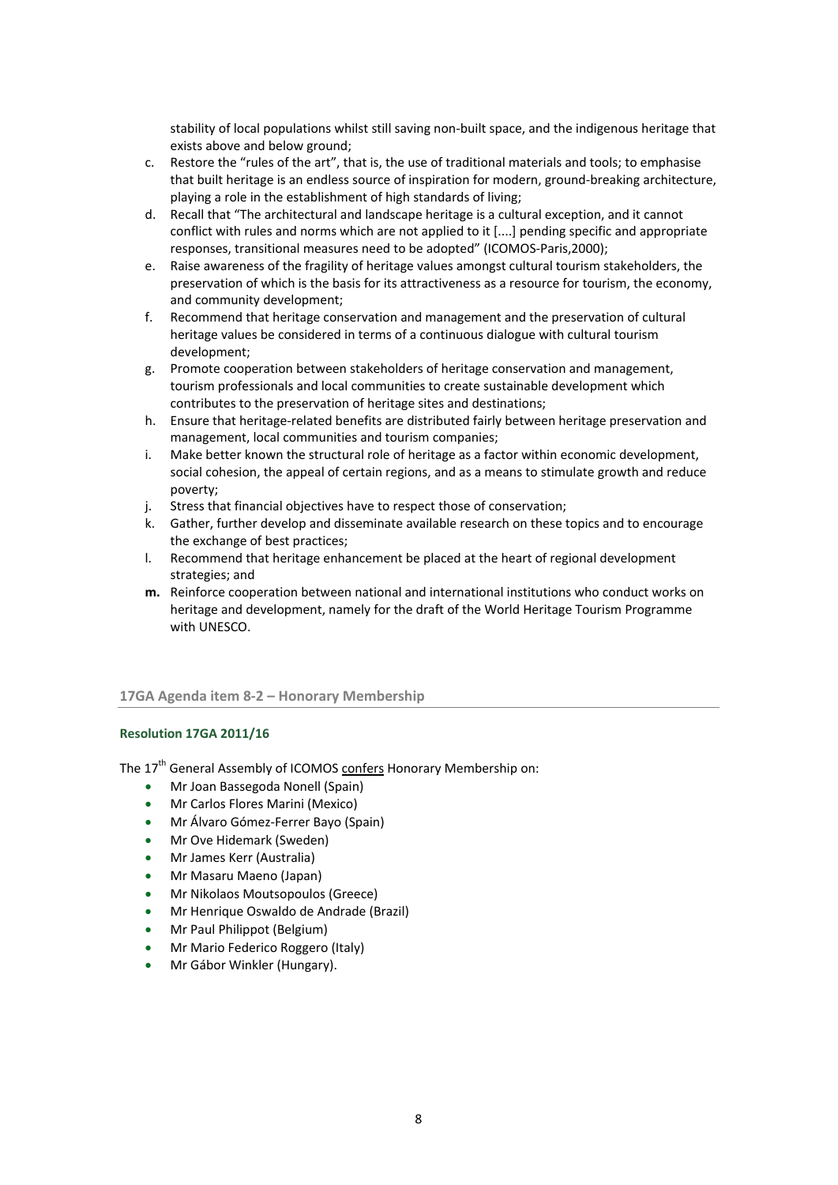stability of local populations whilst still saving non-built space, and the indigenous heritage that exists above and below ground;

c. Restore the "rules of the art", that is, the use of traditional materials and tools; to emphasise that built heritage is an endless source of inspiration for modern, ground-breaking architecture, playing a role in the establishment of high standards of living;
d. Recall that "The architectural and landscape heritage is a cultural exception, and it cannot conflict with rules and norms which are not applied to it [....] pending specific and appropriate responses, transitional measures need to be adopted" (ICOMOS-Paris,2000);
e. Raise awareness of the fragility of heritage values amongst cultural tourism stakeholders, the preservation of which is the basis for its attractiveness as a resource for tourism, the economy, and community development;
f. Recommend that heritage conservation and management and the preservation of cultural heritage values be considered in terms of a continuous dialogue with cultural tourism development;
g. Promote cooperation between stakeholders of heritage conservation and management, tourism professionals and local communities to create sustainable development which contributes to the preservation of heritage sites and destinations;
h. Ensure that heritage-related benefits are distributed fairly between heritage preservation and management, local communities and tourism companies;
i. Make better known the structural role of heritage as a factor within economic development, social cohesion, the appeal of certain regions, and as a means to stimulate growth and reduce poverty;
j. Stress that financial objectives have to respect those of conservation;
k. Gather, further develop and disseminate available research on these topics and to encourage the exchange of best practices;
l. Recommend that heritage enhancement be placed at the heart of regional development strategies; and
**m.** Reinforce cooperation between national and international institutions who conduct works on heritage and development, namely for the draft of the World Heritage Tourism Programme with UNESCO.

## 17GA Agenda item 8-2 – Honorary Membership

### Resolution 17GA 2011/16

The 17th General Assembly of ICOMOS confers Honorary Membership on:

- Mr Joan Bassegoda Nonell (Spain)
- Mr Carlos Flores Marini (Mexico)
- Mr Álvaro Gómez-Ferrer Bayo (Spain)
- Mr Ove Hidemark (Sweden)
- Mr James Kerr (Australia)
- Mr Masaru Maeno (Japan)
- Mr Nikolaos Moutsopoulos (Greece)
- Mr Henrique Oswaldo de Andrade (Brazil)
- Mr Paul Philippot (Belgium)
- Mr Mario Federico Roggero (Italy)
- Mr Gábor Winkler (Hungary).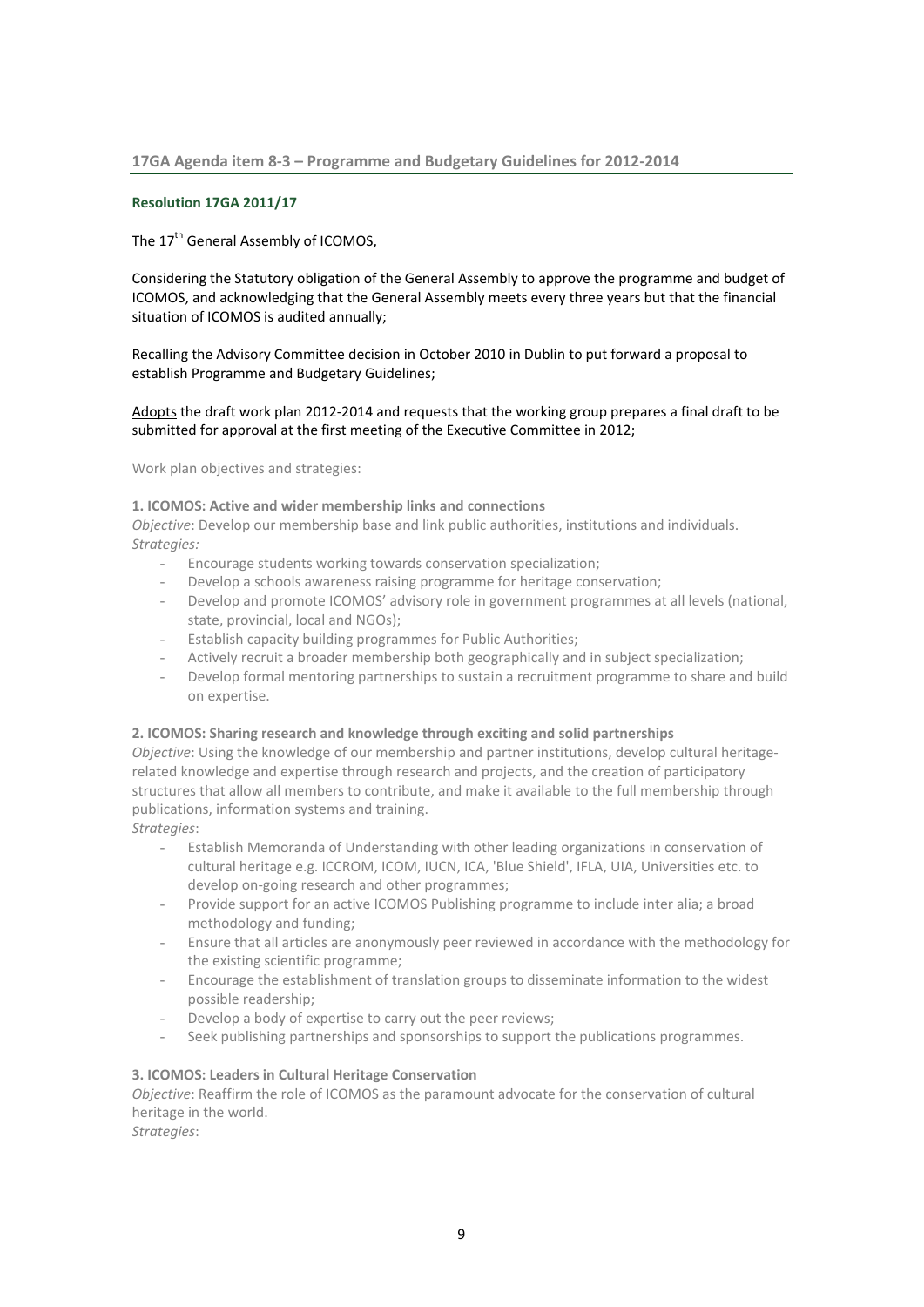## 17GA Agenda item 8-3 – Programme and Budgetary Guidelines for 2012-2014

**Resolution 17GA 2011/17**

The 17th General Assembly of ICOMOS,

Considering the Statutory obligation of the General Assembly to approve the programme and budget of ICOMOS, and acknowledging that the General Assembly meets every three years but that the financial situation of ICOMOS is audited annually;

Recalling the Advisory Committee decision in October 2010 in Dublin to put forward a proposal to establish Programme and Budgetary Guidelines;

Adopts the draft work plan 2012-2014 and requests that the working group prepares a final draft to be submitted for approval at the first meeting of the Executive Committee in 2012;

Work plan objectives and strategies:

**1. ICOMOS: Active and wider membership links and connections**

*Objective*: Develop our membership base and link public authorities, institutions and individuals.

*Strategies:*

- Encourage students working towards conservation specialization;
- Develop a schools awareness raising programme for heritage conservation;
- Develop and promote ICOMOS' advisory role in government programmes at all levels (national, state, provincial, local and NGOs);
- Establish capacity building programmes for Public Authorities;
- Actively recruit a broader membership both geographically and in subject specialization;
- Develop formal mentoring partnerships to sustain a recruitment programme to share and build on expertise.

**2. ICOMOS: Sharing research and knowledge through exciting and solid partnerships**

*Objective*: Using the knowledge of our membership and partner institutions, develop cultural heritage-related knowledge and expertise through research and projects, and the creation of participatory structures that allow all members to contribute, and make it available to the full membership through publications, information systems and training.

*Strategies*:

- Establish Memoranda of Understanding with other leading organizations in conservation of cultural heritage e.g. ICCROM, ICOM, IUCN, ICA, 'Blue Shield', IFLA, UIA, Universities etc. to develop on-going research and other programmes;
- Provide support for an active ICOMOS Publishing programme to include inter alia; a broad methodology and funding;
- Ensure that all articles are anonymously peer reviewed in accordance with the methodology for the existing scientific programme;
- Encourage the establishment of translation groups to disseminate information to the widest possible readership;
- Develop a body of expertise to carry out the peer reviews;
- Seek publishing partnerships and sponsorships to support the publications programmes.

**3. ICOMOS: Leaders in Cultural Heritage Conservation**

*Objective*: Reaffirm the role of ICOMOS as the paramount advocate for the conservation of cultural heritage in the world.

*Strategies*: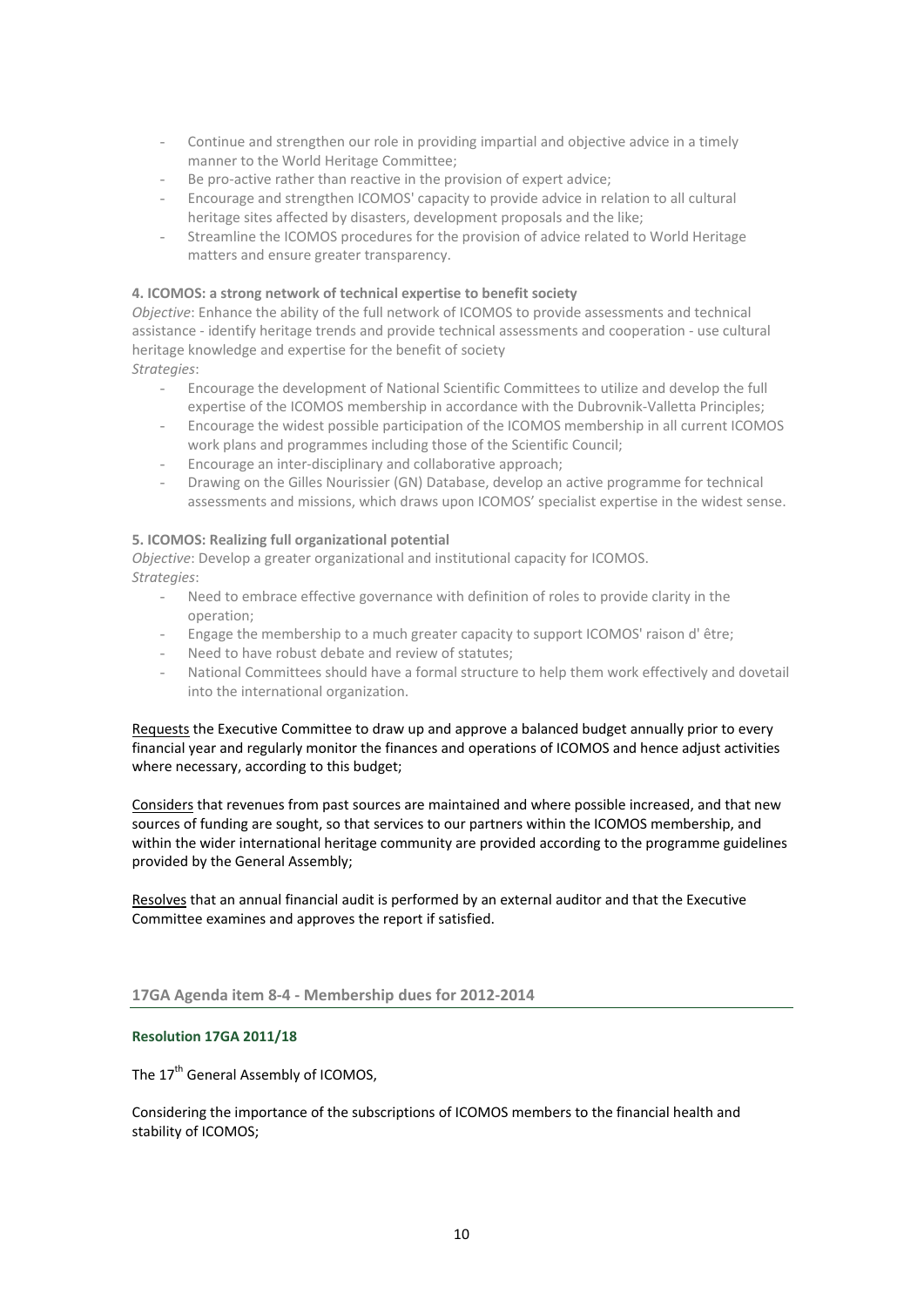- Continue and strengthen our role in providing impartial and objective advice in a timely manner to the World Heritage Committee;
- Be pro-active rather than reactive in the provision of expert advice;
- Encourage and strengthen ICOMOS' capacity to provide advice in relation to all cultural heritage sites affected by disasters, development proposals and the like;
- Streamline the ICOMOS procedures for the provision of advice related to World Heritage matters and ensure greater transparency.

**4. ICOMOS: a strong network of technical expertise to benefit society**

*Objective*: Enhance the ability of the full network of ICOMOS to provide assessments and technical assistance - identify heritage trends and provide technical assessments and cooperation - use cultural heritage knowledge and expertise for the benefit of society

*Strategies*:

- Encourage the development of National Scientific Committees to utilize and develop the full expertise of the ICOMOS membership in accordance with the Dubrovnik-Valletta Principles;
- Encourage the widest possible participation of the ICOMOS membership in all current ICOMOS work plans and programmes including those of the Scientific Council;
- Encourage an inter-disciplinary and collaborative approach;
- Drawing on the Gilles Nourissier (GN) Database, develop an active programme for technical assessments and missions, which draws upon ICOMOS' specialist expertise in the widest sense.

**5. ICOMOS: Realizing full organizational potential**

*Objective*: Develop a greater organizational and institutional capacity for ICOMOS.

*Strategies*:

- Need to embrace effective governance with definition of roles to provide clarity in the operation;
- Engage the membership to a much greater capacity to support ICOMOS' raison d' être;
- Need to have robust debate and review of statutes;
- National Committees should have a formal structure to help them work effectively and dovetail into the international organization.

Requests the Executive Committee to draw up and approve a balanced budget annually prior to every financial year and regularly monitor the finances and operations of ICOMOS and hence adjust activities where necessary, according to this budget;

Considers that revenues from past sources are maintained and where possible increased, and that new sources of funding are sought, so that services to our partners within the ICOMOS membership, and within the wider international heritage community are provided according to the programme guidelines provided by the General Assembly;

Resolves that an annual financial audit is performed by an external auditor and that the Executive Committee examines and approves the report if satisfied.

## 17GA Agenda item 8-4 - Membership dues for 2012-2014

### Resolution 17GA 2011/18

The 17th General Assembly of ICOMOS,

Considering the importance of the subscriptions of ICOMOS members to the financial health and stability of ICOMOS;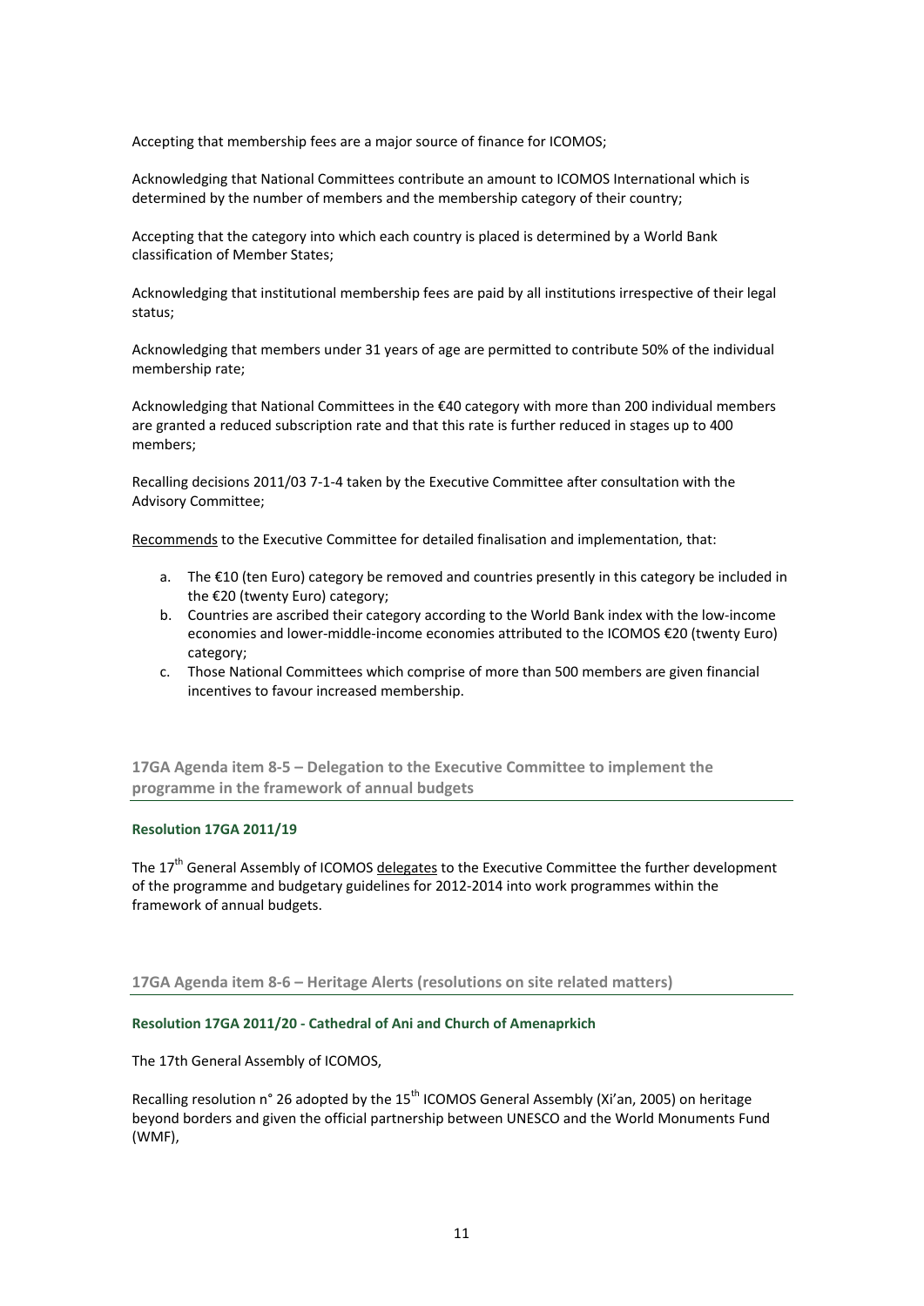Accepting that membership fees are a major source of finance for ICOMOS;

Acknowledging that National Committees contribute an amount to ICOMOS International which is determined by the number of members and the membership category of their country;

Accepting that the category into which each country is placed is determined by a World Bank classification of Member States;

Acknowledging that institutional membership fees are paid by all institutions irrespective of their legal status;

Acknowledging that members under 31 years of age are permitted to contribute 50% of the individual membership rate;

Acknowledging that National Committees in the €40 category with more than 200 individual members are granted a reduced subscription rate and that this rate is further reduced in stages up to 400 members;

Recalling decisions 2011/03 7-1-4 taken by the Executive Committee after consultation with the Advisory Committee;

Recommends to the Executive Committee for detailed finalisation and implementation, that:

a. The €10 (ten Euro) category be removed and countries presently in this category be included in the €20 (twenty Euro) category;
b. Countries are ascribed their category according to the World Bank index with the low-income economies and lower-middle-income economies attributed to the ICOMOS €20 (twenty Euro) category;
c. Those National Committees which comprise of more than 500 members are given financial incentives to favour increased membership.

## 17GA Agenda item 8-5 – Delegation to the Executive Committee to implement the programme in the framework of annual budgets

### Resolution 17GA 2011/19

The 17th General Assembly of ICOMOS delegates to the Executive Committee the further development of the programme and budgetary guidelines for 2012-2014 into work programmes within the framework of annual budgets.

## 17GA Agenda item 8-6 – Heritage Alerts (resolutions on site related matters)

### Resolution 17GA 2011/20 - Cathedral of Ani and Church of Amenaprkich

The 17th General Assembly of ICOMOS,

Recalling resolution n° 26 adopted by the 15th ICOMOS General Assembly (Xi'an, 2005) on heritage beyond borders and given the official partnership between UNESCO and the World Monuments Fund (WMF),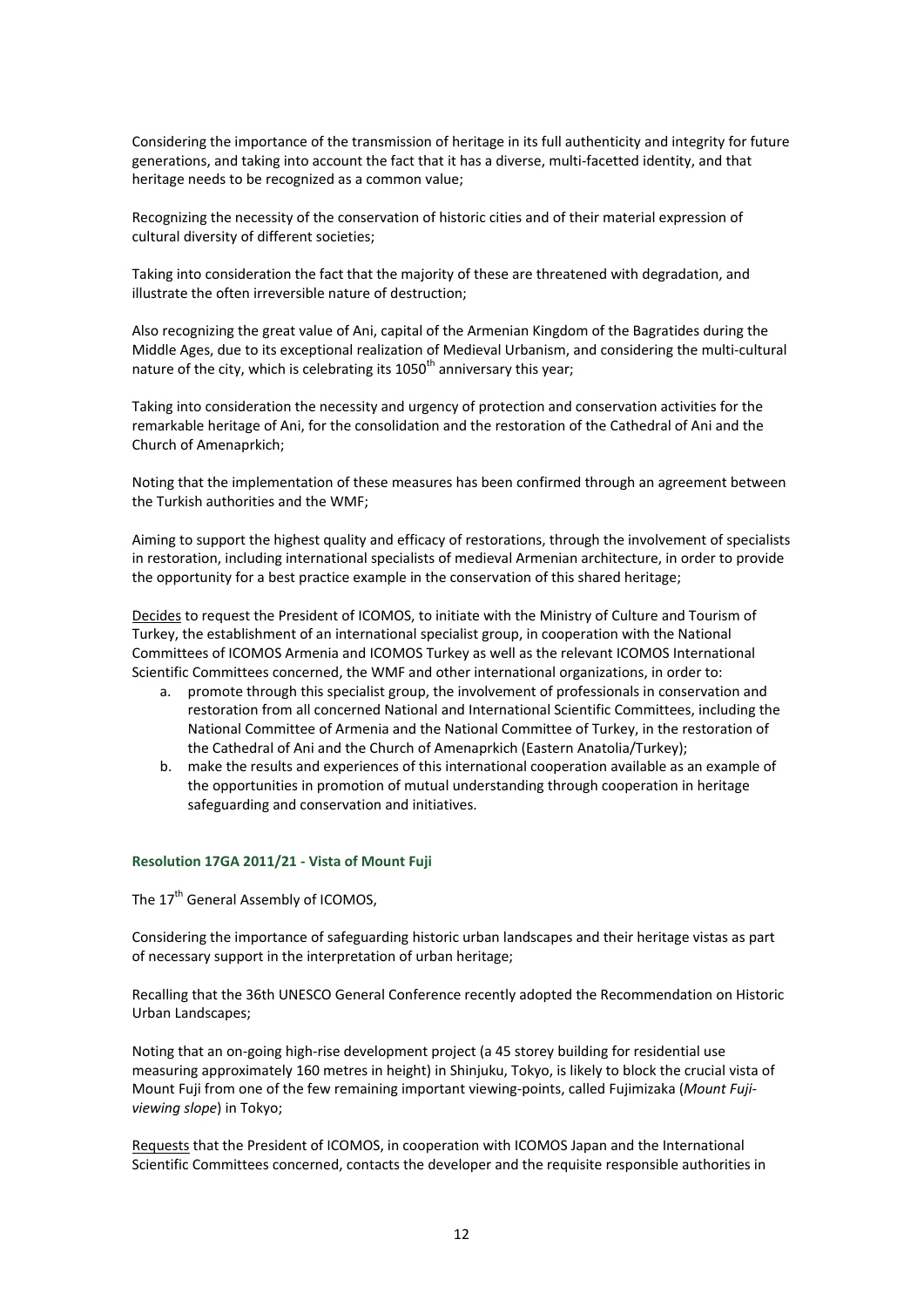Considering the importance of the transmission of heritage in its full authenticity and integrity for future generations, and taking into account the fact that it has a diverse, multi-facetted identity, and that heritage needs to be recognized as a common value;

Recognizing the necessity of the conservation of historic cities and of their material expression of cultural diversity of different societies;

Taking into consideration the fact that the majority of these are threatened with degradation, and illustrate the often irreversible nature of destruction;

Also recognizing the great value of Ani, capital of the Armenian Kingdom of the Bagratides during the Middle Ages, due to its exceptional realization of Medieval Urbanism, and considering the multi-cultural nature of the city, which is celebrating its 1050th anniversary this year;

Taking into consideration the necessity and urgency of protection and conservation activities for the remarkable heritage of Ani, for the consolidation and the restoration of the Cathedral of Ani and the Church of Amenaprkich;

Noting that the implementation of these measures has been confirmed through an agreement between the Turkish authorities and the WMF;

Aiming to support the highest quality and efficacy of restorations, through the involvement of specialists in restoration, including international specialists of medieval Armenian architecture, in order to provide the opportunity for a best practice example in the conservation of this shared heritage;

Decides to request the President of ICOMOS, to initiate with the Ministry of Culture and Tourism of Turkey, the establishment of an international specialist group, in cooperation with the National Committees of ICOMOS Armenia and ICOMOS Turkey as well as the relevant ICOMOS International Scientific Committees concerned, the WMF and other international organizations, in order to:

a. promote through this specialist group, the involvement of professionals in conservation and restoration from all concerned National and International Scientific Committees, including the National Committee of Armenia and the National Committee of Turkey, in the restoration of the Cathedral of Ani and the Church of Amenaprkich (Eastern Anatolia/Turkey);
b. make the results and experiences of this international cooperation available as an example of the opportunities in promotion of mutual understanding through cooperation in heritage safeguarding and conservation and initiatives.

#### Resolution 17GA 2011/21 - Vista of Mount Fuji

The 17th General Assembly of ICOMOS,

Considering the importance of safeguarding historic urban landscapes and their heritage vistas as part of necessary support in the interpretation of urban heritage;

Recalling that the 36th UNESCO General Conference recently adopted the Recommendation on Historic Urban Landscapes;

Noting that an on-going high-rise development project (a 45 storey building for residential use measuring approximately 160 metres in height) in Shinjuku, Tokyo, is likely to block the crucial vista of Mount Fuji from one of the few remaining important viewing-points, called Fujimizaka (*Mount Fuji-viewing slope*) in Tokyo;

Requests that the President of ICOMOS, in cooperation with ICOMOS Japan and the International Scientific Committees concerned, contacts the developer and the requisite responsible authorities in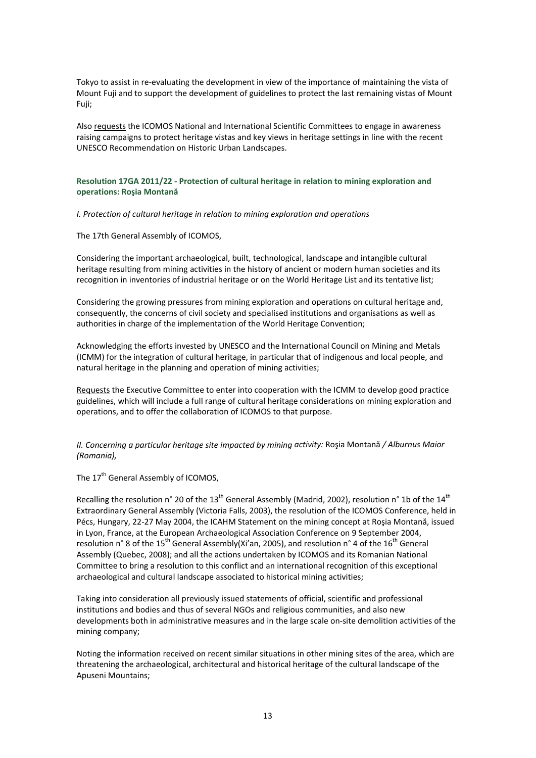Tokyo to assist in re-evaluating the development in view of the importance of maintaining the vista of Mount Fuji and to support the development of guidelines to protect the last remaining vistas of Mount Fuji;

Also requests the ICOMOS National and International Scientific Committees to engage in awareness raising campaigns to protect heritage vistas and key views in heritage settings in line with the recent UNESCO Recommendation on Historic Urban Landscapes.

### Resolution 17GA 2011/22 - Protection of cultural heritage in relation to mining exploration and operations: Roşia Montană

*I. Protection of cultural heritage in relation to mining exploration and operations*

The 17th General Assembly of ICOMOS,

Considering the important archaeological, built, technological, landscape and intangible cultural heritage resulting from mining activities in the history of ancient or modern human societies and its recognition in inventories of industrial heritage or on the World Heritage List and its tentative list;

Considering the growing pressures from mining exploration and operations on cultural heritage and, consequently, the concerns of civil society and specialised institutions and organisations as well as authorities in charge of the implementation of the World Heritage Convention;

Acknowledging the efforts invested by UNESCO and the International Council on Mining and Metals (ICMM) for the integration of cultural heritage, in particular that of indigenous and local people, and natural heritage in the planning and operation of mining activities;

Requests the Executive Committee to enter into cooperation with the ICMM to develop good practice guidelines, which will include a full range of cultural heritage considerations on mining exploration and operations, and to offer the collaboration of ICOMOS to that purpose.

*II. Concerning a particular heritage site impacted by mining activity:* Roşia Montană */ Alburnus Maior (Romania),*

The 17th General Assembly of ICOMOS,

Recalling the resolution n° 20 of the 13th General Assembly (Madrid, 2002), resolution n° 1b of the 14th Extraordinary General Assembly (Victoria Falls, 2003), the resolution of the ICOMOS Conference, held in Pécs, Hungary, 22-27 May 2004, the ICAHM Statement on the mining concept at Roşia Montană, issued in Lyon, France, at the European Archaeological Association Conference on 9 September 2004, resolution n° 8 of the 15th General Assembly(Xi'an, 2005), and resolution n° 4 of the 16th General Assembly (Quebec, 2008); and all the actions undertaken by ICOMOS and its Romanian National Committee to bring a resolution to this conflict and an international recognition of this exceptional archaeological and cultural landscape associated to historical mining activities;

Taking into consideration all previously issued statements of official, scientific and professional institutions and bodies and thus of several NGOs and religious communities, and also new developments both in administrative measures and in the large scale on-site demolition activities of the mining company;

Noting the information received on recent similar situations in other mining sites of the area, which are threatening the archaeological, architectural and historical heritage of the cultural landscape of the Apuseni Mountains;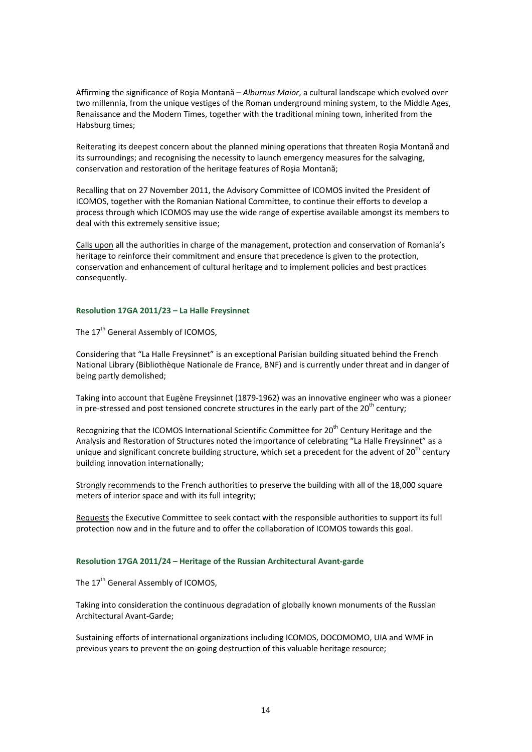Affirming the significance of Roşia Montană – *Alburnus Maior*, a cultural landscape which evolved over two millennia, from the unique vestiges of the Roman underground mining system, to the Middle Ages, Renaissance and the Modern Times, together with the traditional mining town, inherited from the Habsburg times;

Reiterating its deepest concern about the planned mining operations that threaten Roşia Montană and its surroundings; and recognising the necessity to launch emergency measures for the salvaging, conservation and restoration of the heritage features of Roşia Montană;

Recalling that on 27 November 2011, the Advisory Committee of ICOMOS invited the President of ICOMOS, together with the Romanian National Committee, to continue their efforts to develop a process through which ICOMOS may use the wide range of expertise available amongst its members to deal with this extremely sensitive issue;

Calls upon all the authorities in charge of the management, protection and conservation of Romania's heritage to reinforce their commitment and ensure that precedence is given to the protection, conservation and enhancement of cultural heritage and to implement policies and best practices consequently.

#### Resolution 17GA 2011/23 – La Halle Freysinnet

The 17th General Assembly of ICOMOS,

Considering that "La Halle Freysinnet" is an exceptional Parisian building situated behind the French National Library (Bibliothèque Nationale de France, BNF) and is currently under threat and in danger of being partly demolished;

Taking into account that Eugène Freysinnet (1879-1962) was an innovative engineer who was a pioneer in pre-stressed and post tensioned concrete structures in the early part of the 20th century;

Recognizing that the ICOMOS International Scientific Committee for 20th Century Heritage and the Analysis and Restoration of Structures noted the importance of celebrating "La Halle Freysinnet" as a unique and significant concrete building structure, which set a precedent for the advent of 20th century building innovation internationally;

Strongly recommends to the French authorities to preserve the building with all of the 18,000 square meters of interior space and with its full integrity;

Requests the Executive Committee to seek contact with the responsible authorities to support its full protection now and in the future and to offer the collaboration of ICOMOS towards this goal.

#### Resolution 17GA 2011/24 – Heritage of the Russian Architectural Avant-garde

The 17th General Assembly of ICOMOS,

Taking into consideration the continuous degradation of globally known monuments of the Russian Architectural Avant-Garde;

Sustaining efforts of international organizations including ICOMOS, DOCOMOMO, UIA and WMF in previous years to prevent the on-going destruction of this valuable heritage resource;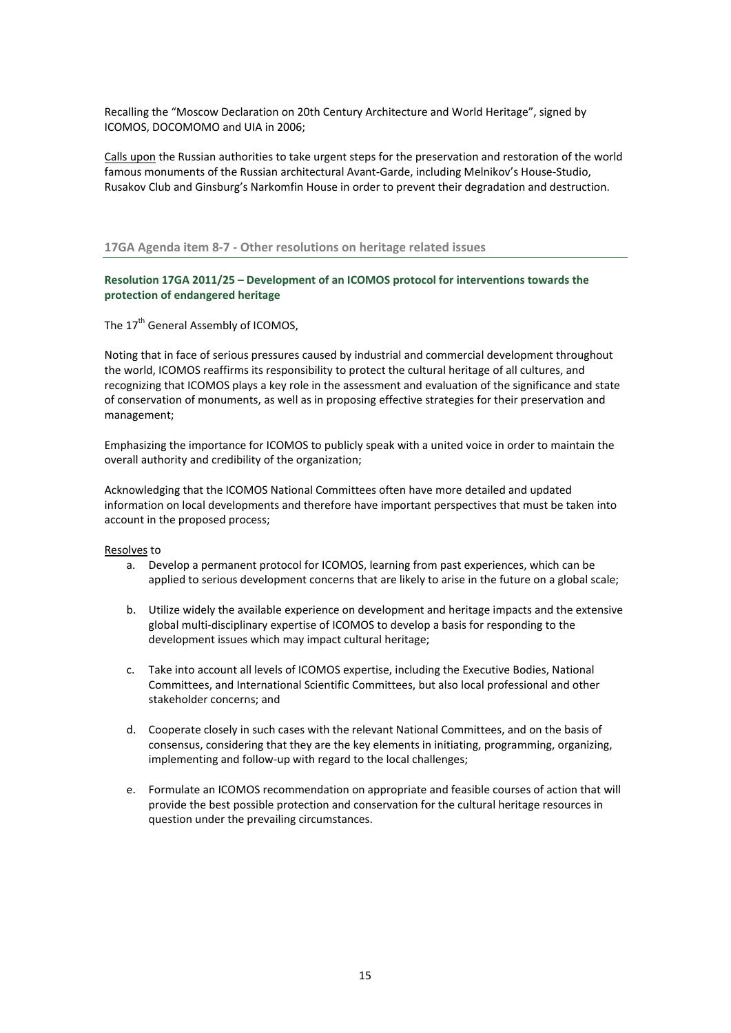Recalling the "Moscow Declaration on 20th Century Architecture and World Heritage", signed by ICOMOS, DOCOMOMO and UIA in 2006;

Calls upon the Russian authorities to take urgent steps for the preservation and restoration of the world famous monuments of the Russian architectural Avant-Garde, including Melnikov's House-Studio, Rusakov Club and Ginsburg's Narkomfin House in order to prevent their degradation and destruction.

## 17GA Agenda item 8-7 - Other resolutions on heritage related issues

### Resolution 17GA 2011/25 – Development of an ICOMOS protocol for interventions towards the protection of endangered heritage

The 17th General Assembly of ICOMOS,

Noting that in face of serious pressures caused by industrial and commercial development throughout the world, ICOMOS reaffirms its responsibility to protect the cultural heritage of all cultures, and recognizing that ICOMOS plays a key role in the assessment and evaluation of the significance and state of conservation of monuments, as well as in proposing effective strategies for their preservation and management;

Emphasizing the importance for ICOMOS to publicly speak with a united voice in order to maintain the overall authority and credibility of the organization;

Acknowledging that the ICOMOS National Committees often have more detailed and updated information on local developments and therefore have important perspectives that must be taken into account in the proposed process;

Resolves to

a. Develop a permanent protocol for ICOMOS, learning from past experiences, which can be applied to serious development concerns that are likely to arise in the future on a global scale;

b. Utilize widely the available experience on development and heritage impacts and the extensive global multi-disciplinary expertise of ICOMOS to develop a basis for responding to the development issues which may impact cultural heritage;

c. Take into account all levels of ICOMOS expertise, including the Executive Bodies, National Committees, and International Scientific Committees, but also local professional and other stakeholder concerns; and

d. Cooperate closely in such cases with the relevant National Committees, and on the basis of consensus, considering that they are the key elements in initiating, programming, organizing, implementing and follow-up with regard to the local challenges;

e. Formulate an ICOMOS recommendation on appropriate and feasible courses of action that will provide the best possible protection and conservation for the cultural heritage resources in question under the prevailing circumstances.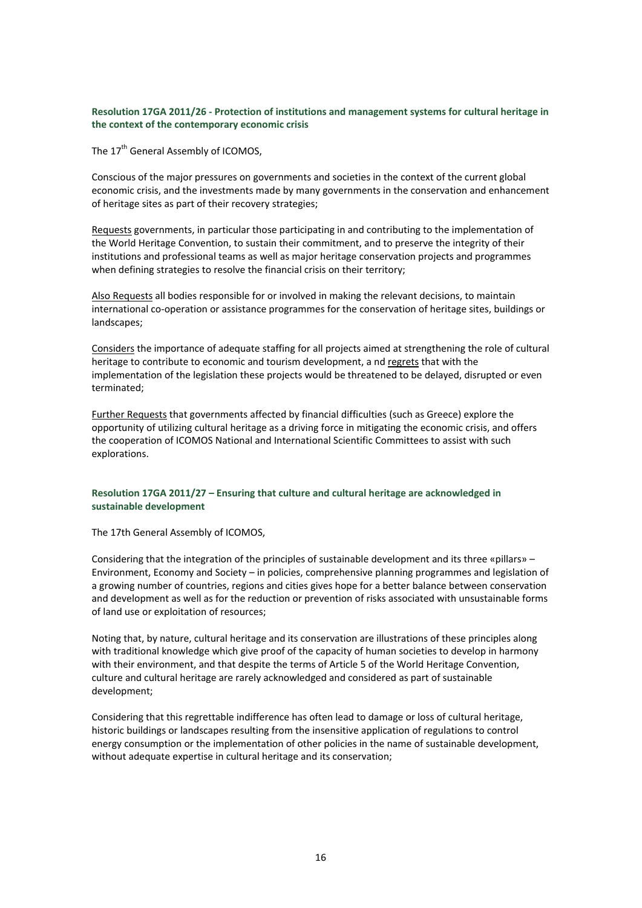### Resolution 17GA 2011/26 - Protection of institutions and management systems for cultural heritage in the context of the contemporary economic crisis

The 17th General Assembly of ICOMOS,

Conscious of the major pressures on governments and societies in the context of the current global economic crisis, and the investments made by many governments in the conservation and enhancement of heritage sites as part of their recovery strategies;

Requests governments, in particular those participating in and contributing to the implementation of the World Heritage Convention, to sustain their commitment, and to preserve the integrity of their institutions and professional teams as well as major heritage conservation projects and programmes when defining strategies to resolve the financial crisis on their territory;

Also Requests all bodies responsible for or involved in making the relevant decisions, to maintain international co-operation or assistance programmes for the conservation of heritage sites, buildings or landscapes;

Considers the importance of adequate staffing for all projects aimed at strengthening the role of cultural heritage to contribute to economic and tourism development, a nd regrets that with the implementation of the legislation these projects would be threatened to be delayed, disrupted or even terminated;

Further Requests that governments affected by financial difficulties (such as Greece) explore the opportunity of utilizing cultural heritage as a driving force in mitigating the economic crisis, and offers the cooperation of ICOMOS National and International Scientific Committees to assist with such explorations.

### Resolution 17GA 2011/27 – Ensuring that culture and cultural heritage are acknowledged in sustainable development

The 17th General Assembly of ICOMOS,

Considering that the integration of the principles of sustainable development and its three «pillars» – Environment, Economy and Society – in policies, comprehensive planning programmes and legislation of a growing number of countries, regions and cities gives hope for a better balance between conservation and development as well as for the reduction or prevention of risks associated with unsustainable forms of land use or exploitation of resources;

Noting that, by nature, cultural heritage and its conservation are illustrations of these principles along with traditional knowledge which give proof of the capacity of human societies to develop in harmony with their environment, and that despite the terms of Article 5 of the World Heritage Convention, culture and cultural heritage are rarely acknowledged and considered as part of sustainable development;

Considering that this regrettable indifference has often lead to damage or loss of cultural heritage, historic buildings or landscapes resulting from the insensitive application of regulations to control energy consumption or the implementation of other policies in the name of sustainable development, without adequate expertise in cultural heritage and its conservation;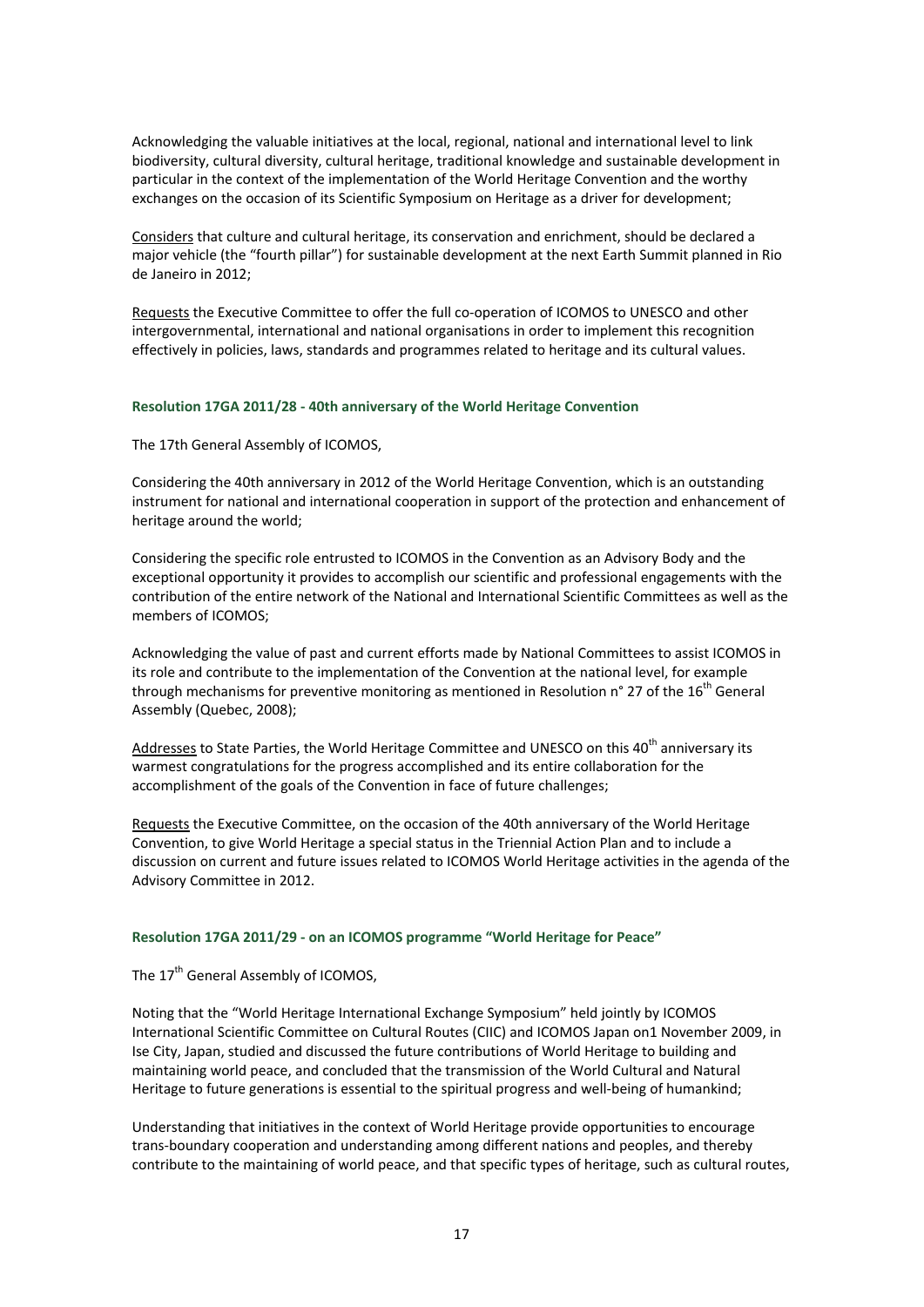Acknowledging the valuable initiatives at the local, regional, national and international level to link biodiversity, cultural diversity, cultural heritage, traditional knowledge and sustainable development in particular in the context of the implementation of the World Heritage Convention and the worthy exchanges on the occasion of its Scientific Symposium on Heritage as a driver for development;

Considers that culture and cultural heritage, its conservation and enrichment, should be declared a major vehicle (the "fourth pillar") for sustainable development at the next Earth Summit planned in Rio de Janeiro in 2012;

Requests the Executive Committee to offer the full co-operation of ICOMOS to UNESCO and other intergovernmental, international and national organisations in order to implement this recognition effectively in policies, laws, standards and programmes related to heritage and its cultural values.

#### Resolution 17GA 2011/28 - 40th anniversary of the World Heritage Convention

The 17th General Assembly of ICOMOS,

Considering the 40th anniversary in 2012 of the World Heritage Convention, which is an outstanding instrument for national and international cooperation in support of the protection and enhancement of heritage around the world;

Considering the specific role entrusted to ICOMOS in the Convention as an Advisory Body and the exceptional opportunity it provides to accomplish our scientific and professional engagements with the contribution of the entire network of the National and International Scientific Committees as well as the members of ICOMOS;

Acknowledging the value of past and current efforts made by National Committees to assist ICOMOS in its role and contribute to the implementation of the Convention at the national level, for example through mechanisms for preventive monitoring as mentioned in Resolution n° 27 of the 16th General Assembly (Quebec, 2008);

Addresses to State Parties, the World Heritage Committee and UNESCO on this 40th anniversary its warmest congratulations for the progress accomplished and its entire collaboration for the accomplishment of the goals of the Convention in face of future challenges;

Requests the Executive Committee, on the occasion of the 40th anniversary of the World Heritage Convention, to give World Heritage a special status in the Triennial Action Plan and to include a discussion on current and future issues related to ICOMOS World Heritage activities in the agenda of the Advisory Committee in 2012.

#### Resolution 17GA 2011/29 - on an ICOMOS programme "World Heritage for Peace"

The 17th General Assembly of ICOMOS,

Noting that the "World Heritage International Exchange Symposium" held jointly by ICOMOS International Scientific Committee on Cultural Routes (CIIC) and ICOMOS Japan on1 November 2009, in Ise City, Japan, studied and discussed the future contributions of World Heritage to building and maintaining world peace, and concluded that the transmission of the World Cultural and Natural Heritage to future generations is essential to the spiritual progress and well-being of humankind;

Understanding that initiatives in the context of World Heritage provide opportunities to encourage trans-boundary cooperation and understanding among different nations and peoples, and thereby contribute to the maintaining of world peace, and that specific types of heritage, such as cultural routes,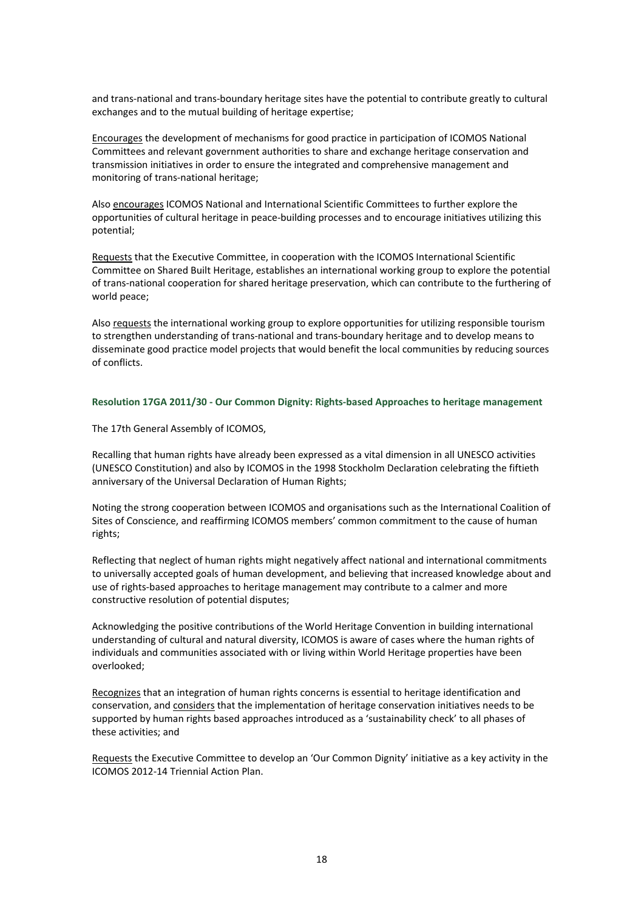and trans-national and trans-boundary heritage sites have the potential to contribute greatly to cultural exchanges and to the mutual building of heritage expertise;

Encourages the development of mechanisms for good practice in participation of ICOMOS National Committees and relevant government authorities to share and exchange heritage conservation and transmission initiatives in order to ensure the integrated and comprehensive management and monitoring of trans-national heritage;

Also encourages ICOMOS National and International Scientific Committees to further explore the opportunities of cultural heritage in peace-building processes and to encourage initiatives utilizing this potential;

Requests that the Executive Committee, in cooperation with the ICOMOS International Scientific Committee on Shared Built Heritage, establishes an international working group to explore the potential of trans-national cooperation for shared heritage preservation, which can contribute to the furthering of world peace;

Also requests the international working group to explore opportunities for utilizing responsible tourism to strengthen understanding of trans-national and trans-boundary heritage and to develop means to disseminate good practice model projects that would benefit the local communities by reducing sources of conflicts.

#### Resolution 17GA 2011/30 - Our Common Dignity: Rights-based Approaches to heritage management

The 17th General Assembly of ICOMOS,

Recalling that human rights have already been expressed as a vital dimension in all UNESCO activities (UNESCO Constitution) and also by ICOMOS in the 1998 Stockholm Declaration celebrating the fiftieth anniversary of the Universal Declaration of Human Rights;

Noting the strong cooperation between ICOMOS and organisations such as the International Coalition of Sites of Conscience, and reaffirming ICOMOS members' common commitment to the cause of human rights;

Reflecting that neglect of human rights might negatively affect national and international commitments to universally accepted goals of human development, and believing that increased knowledge about and use of rights-based approaches to heritage management may contribute to a calmer and more constructive resolution of potential disputes;

Acknowledging the positive contributions of the World Heritage Convention in building international understanding of cultural and natural diversity, ICOMOS is aware of cases where the human rights of individuals and communities associated with or living within World Heritage properties have been overlooked;

Recognizes that an integration of human rights concerns is essential to heritage identification and conservation, and considers that the implementation of heritage conservation initiatives needs to be supported by human rights based approaches introduced as a 'sustainability check' to all phases of these activities; and

Requests the Executive Committee to develop an 'Our Common Dignity' initiative as a key activity in the ICOMOS 2012-14 Triennial Action Plan.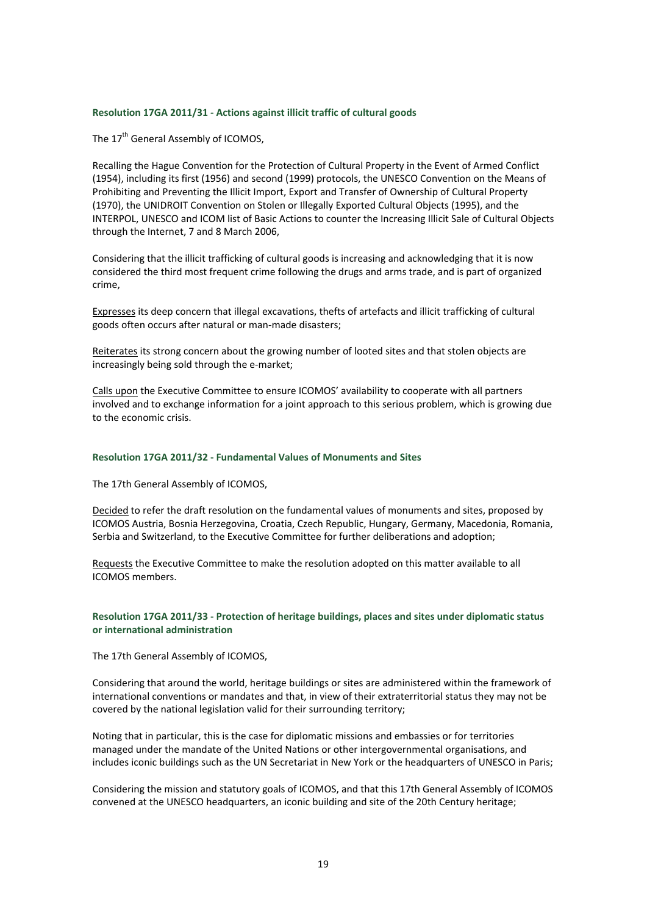### Resolution 17GA 2011/31 - Actions against illicit traffic of cultural goods

The 17th General Assembly of ICOMOS,

Recalling the Hague Convention for the Protection of Cultural Property in the Event of Armed Conflict (1954), including its first (1956) and second (1999) protocols, the UNESCO Convention on the Means of Prohibiting and Preventing the Illicit Import, Export and Transfer of Ownership of Cultural Property (1970), the UNIDROIT Convention on Stolen or Illegally Exported Cultural Objects (1995), and the INTERPOL, UNESCO and ICOM list of Basic Actions to counter the Increasing Illicit Sale of Cultural Objects through the Internet, 7 and 8 March 2006,

Considering that the illicit trafficking of cultural goods is increasing and acknowledging that it is now considered the third most frequent crime following the drugs and arms trade, and is part of organized crime,

Expresses its deep concern that illegal excavations, thefts of artefacts and illicit trafficking of cultural goods often occurs after natural or man-made disasters;

Reiterates its strong concern about the growing number of looted sites and that stolen objects are increasingly being sold through the e-market;

Calls upon the Executive Committee to ensure ICOMOS' availability to cooperate with all partners involved and to exchange information for a joint approach to this serious problem, which is growing due to the economic crisis.

### Resolution 17GA 2011/32 - Fundamental Values of Monuments and Sites

The 17th General Assembly of ICOMOS,

Decided to refer the draft resolution on the fundamental values of monuments and sites, proposed by ICOMOS Austria, Bosnia Herzegovina, Croatia, Czech Republic, Hungary, Germany, Macedonia, Romania, Serbia and Switzerland, to the Executive Committee for further deliberations and adoption;

Requests the Executive Committee to make the resolution adopted on this matter available to all ICOMOS members.

### Resolution 17GA 2011/33 - Protection of heritage buildings, places and sites under diplomatic status or international administration

The 17th General Assembly of ICOMOS,

Considering that around the world, heritage buildings or sites are administered within the framework of international conventions or mandates and that, in view of their extraterritorial status they may not be covered by the national legislation valid for their surrounding territory;

Noting that in particular, this is the case for diplomatic missions and embassies or for territories managed under the mandate of the United Nations or other intergovernmental organisations, and includes iconic buildings such as the UN Secretariat in New York or the headquarters of UNESCO in Paris;

Considering the mission and statutory goals of ICOMOS, and that this 17th General Assembly of ICOMOS convened at the UNESCO headquarters, an iconic building and site of the 20th Century heritage;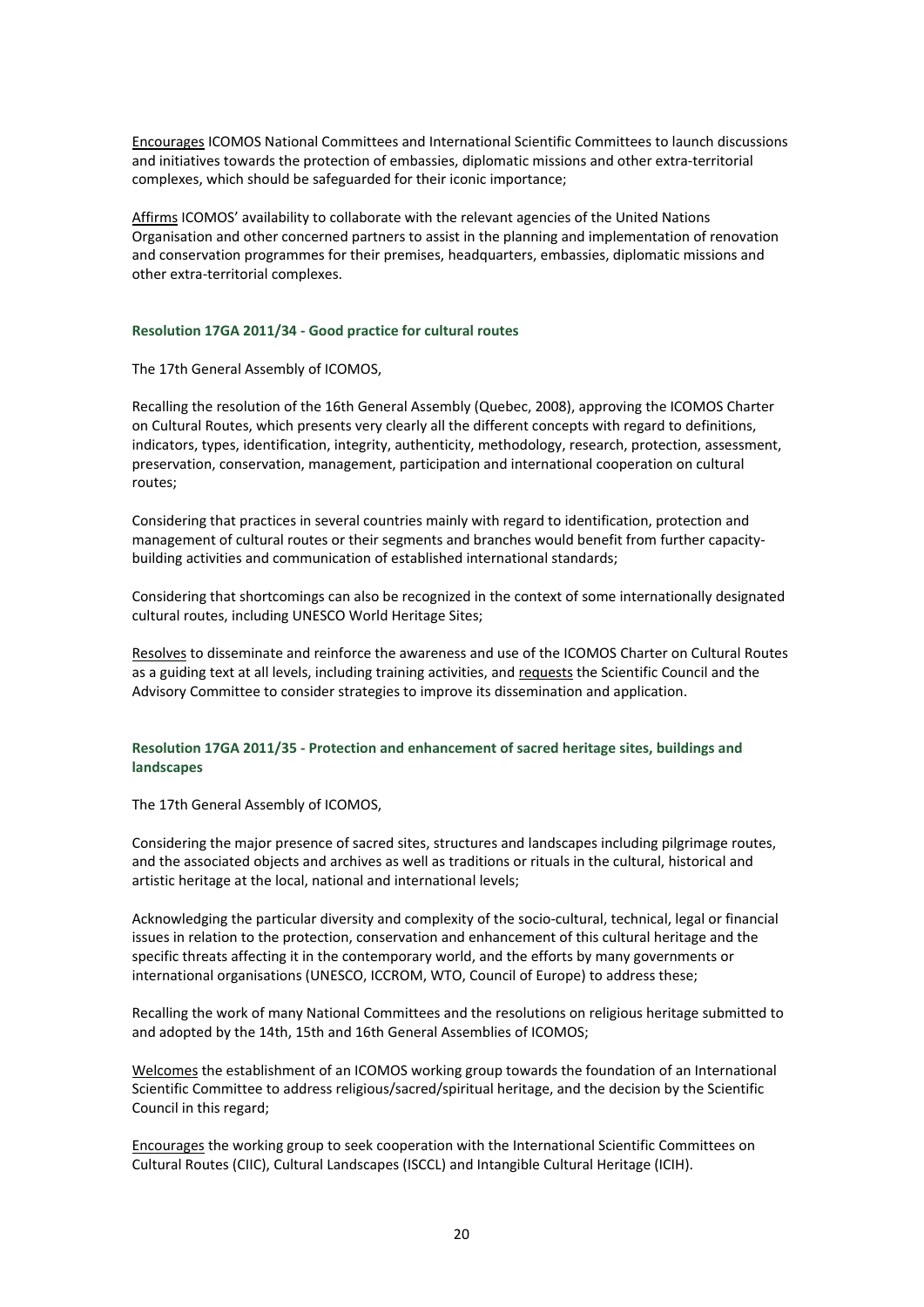Encourages ICOMOS National Committees and International Scientific Committees to launch discussions and initiatives towards the protection of embassies, diplomatic missions and other extra-territorial complexes, which should be safeguarded for their iconic importance;

Affirms ICOMOS' availability to collaborate with the relevant agencies of the United Nations Organisation and other concerned partners to assist in the planning and implementation of renovation and conservation programmes for their premises, headquarters, embassies, diplomatic missions and other extra-territorial complexes.

### Resolution 17GA 2011/34 - Good practice for cultural routes

The 17th General Assembly of ICOMOS,

Recalling the resolution of the 16th General Assembly (Quebec, 2008), approving the ICOMOS Charter on Cultural Routes, which presents very clearly all the different concepts with regard to definitions, indicators, types, identification, integrity, authenticity, methodology, research, protection, assessment, preservation, conservation, management, participation and international cooperation on cultural routes;

Considering that practices in several countries mainly with regard to identification, protection and management of cultural routes or their segments and branches would benefit from further capacity-building activities and communication of established international standards;

Considering that shortcomings can also be recognized in the context of some internationally designated cultural routes, including UNESCO World Heritage Sites;

Resolves to disseminate and reinforce the awareness and use of the ICOMOS Charter on Cultural Routes as a guiding text at all levels, including training activities, and requests the Scientific Council and the Advisory Committee to consider strategies to improve its dissemination and application.

### Resolution 17GA 2011/35 - Protection and enhancement of sacred heritage sites, buildings and landscapes

The 17th General Assembly of ICOMOS,

Considering the major presence of sacred sites, structures and landscapes including pilgrimage routes, and the associated objects and archives as well as traditions or rituals in the cultural, historical and artistic heritage at the local, national and international levels;

Acknowledging the particular diversity and complexity of the socio-cultural, technical, legal or financial issues in relation to the protection, conservation and enhancement of this cultural heritage and the specific threats affecting it in the contemporary world, and the efforts by many governments or international organisations (UNESCO, ICCROM, WTO, Council of Europe) to address these;

Recalling the work of many National Committees and the resolutions on religious heritage submitted to and adopted by the 14th, 15th and 16th General Assemblies of ICOMOS;

Welcomes the establishment of an ICOMOS working group towards the foundation of an International Scientific Committee to address religious/sacred/spiritual heritage, and the decision by the Scientific Council in this regard;

Encourages the working group to seek cooperation with the International Scientific Committees on Cultural Routes (CIIC), Cultural Landscapes (ISCCL) and Intangible Cultural Heritage (ICIH).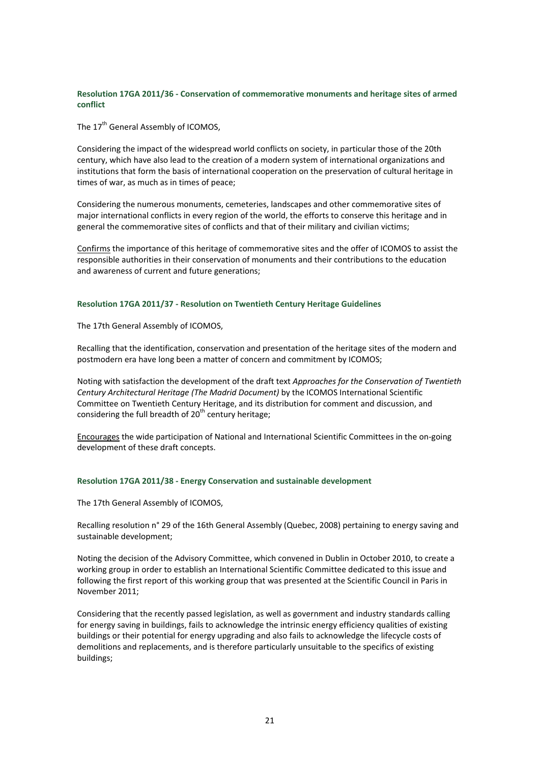### Resolution 17GA 2011/36 - Conservation of commemorative monuments and heritage sites of armed conflict

The 17th General Assembly of ICOMOS,

Considering the impact of the widespread world conflicts on society, in particular those of the 20th century, which have also lead to the creation of a modern system of international organizations and institutions that form the basis of international cooperation on the preservation of cultural heritage in times of war, as much as in times of peace;

Considering the numerous monuments, cemeteries, landscapes and other commemorative sites of major international conflicts in every region of the world, the efforts to conserve this heritage and in general the commemorative sites of conflicts and that of their military and civilian victims;

Confirms the importance of this heritage of commemorative sites and the offer of ICOMOS to assist the responsible authorities in their conservation of monuments and their contributions to the education and awareness of current and future generations;

### Resolution 17GA 2011/37 - Resolution on Twentieth Century Heritage Guidelines

The 17th General Assembly of ICOMOS,

Recalling that the identification, conservation and presentation of the heritage sites of the modern and postmodern era have long been a matter of concern and commitment by ICOMOS;

Noting with satisfaction the development of the draft text *Approaches for the Conservation of Twentieth Century Architectural Heritage (The Madrid Document)* by the ICOMOS International Scientific Committee on Twentieth Century Heritage, and its distribution for comment and discussion, and considering the full breadth of 20th century heritage;

Encourages the wide participation of National and International Scientific Committees in the on-going development of these draft concepts.

### Resolution 17GA 2011/38 - Energy Conservation and sustainable development

The 17th General Assembly of ICOMOS,

Recalling resolution n° 29 of the 16th General Assembly (Quebec, 2008) pertaining to energy saving and sustainable development;

Noting the decision of the Advisory Committee, which convened in Dublin in October 2010, to create a working group in order to establish an International Scientific Committee dedicated to this issue and following the first report of this working group that was presented at the Scientific Council in Paris in November 2011;

Considering that the recently passed legislation, as well as government and industry standards calling for energy saving in buildings, fails to acknowledge the intrinsic energy efficiency qualities of existing buildings or their potential for energy upgrading and also fails to acknowledge the lifecycle costs of demolitions and replacements, and is therefore particularly unsuitable to the specifics of existing buildings;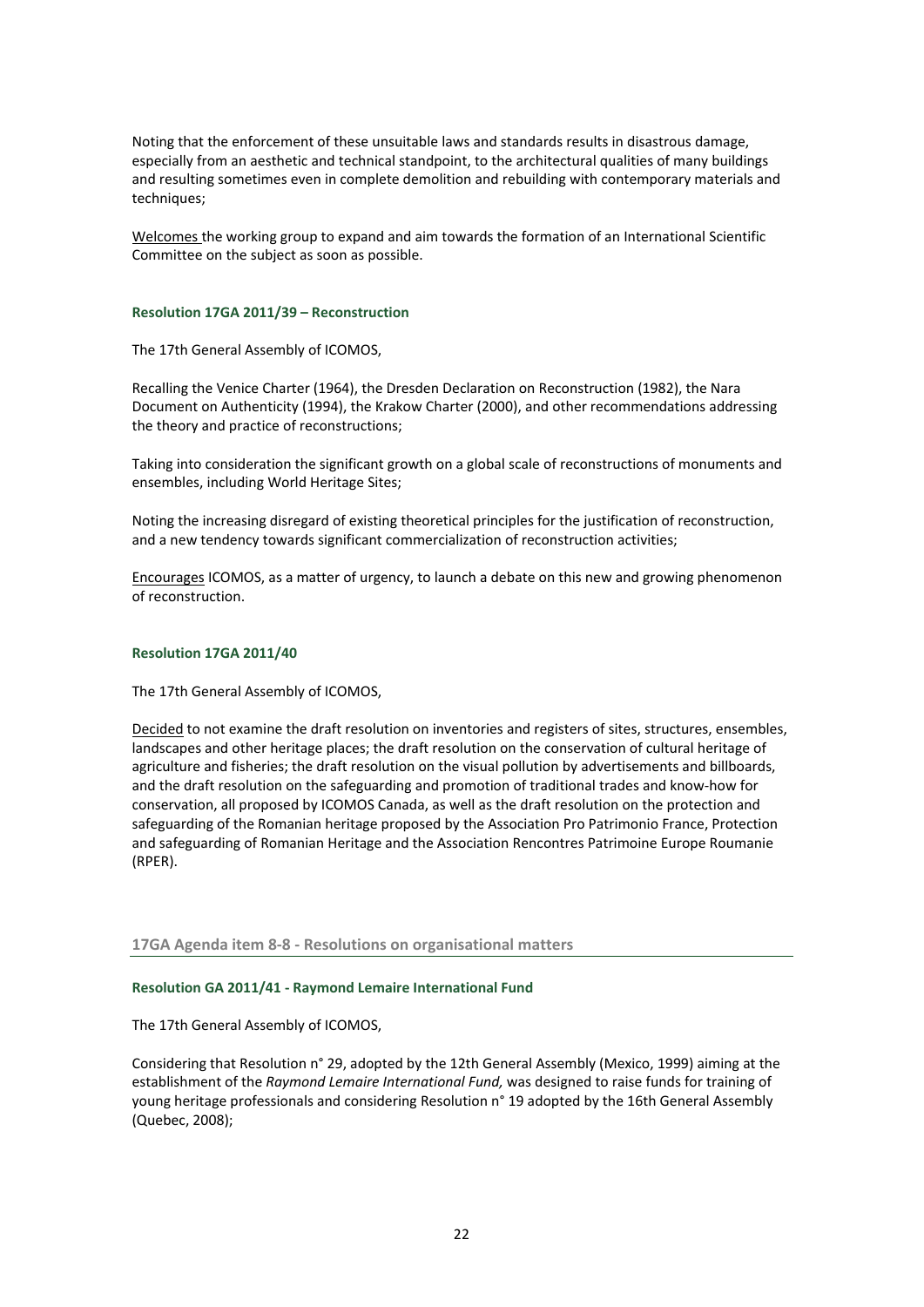Noting that the enforcement of these unsuitable laws and standards results in disastrous damage, especially from an aesthetic and technical standpoint, to the architectural qualities of many buildings and resulting sometimes even in complete demolition and rebuilding with contemporary materials and techniques;

<u>Welcomes</u> the working group to expand and aim towards the formation of an International Scientific Committee on the subject as soon as possible.

### Resolution 17GA 2011/39 – Reconstruction

The 17th General Assembly of ICOMOS,

Recalling the Venice Charter (1964), the Dresden Declaration on Reconstruction (1982), the Nara Document on Authenticity (1994), the Krakow Charter (2000), and other recommendations addressing the theory and practice of reconstructions;

Taking into consideration the significant growth on a global scale of reconstructions of monuments and ensembles, including World Heritage Sites;

Noting the increasing disregard of existing theoretical principles for the justification of reconstruction, and a new tendency towards significant commercialization of reconstruction activities;

<u>Encourages</u> ICOMOS, as a matter of urgency, to launch a debate on this new and growing phenomenon of reconstruction.

### Resolution 17GA 2011/40

The 17th General Assembly of ICOMOS,

<u>Decided</u> to not examine the draft resolution on inventories and registers of sites, structures, ensembles, landscapes and other heritage places; the draft resolution on the conservation of cultural heritage of agriculture and fisheries; the draft resolution on the visual pollution by advertisements and billboards, and the draft resolution on the safeguarding and promotion of traditional trades and know-how for conservation, all proposed by ICOMOS Canada, as well as the draft resolution on the protection and safeguarding of the Romanian heritage proposed by the Association Pro Patrimonio France, Protection and safeguarding of Romanian Heritage and the Association Rencontres Patrimoine Europe Roumanie (RPER).

## 17GA Agenda item 8-8 - Resolutions on organisational matters

### Resolution GA 2011/41 - Raymond Lemaire International Fund

The 17th General Assembly of ICOMOS,

Considering that Resolution n° 29, adopted by the 12th General Assembly (Mexico, 1999) aiming at the establishment of the *Raymond Lemaire International Fund,* was designed to raise funds for training of young heritage professionals and considering Resolution n° 19 adopted by the 16th General Assembly (Quebec, 2008);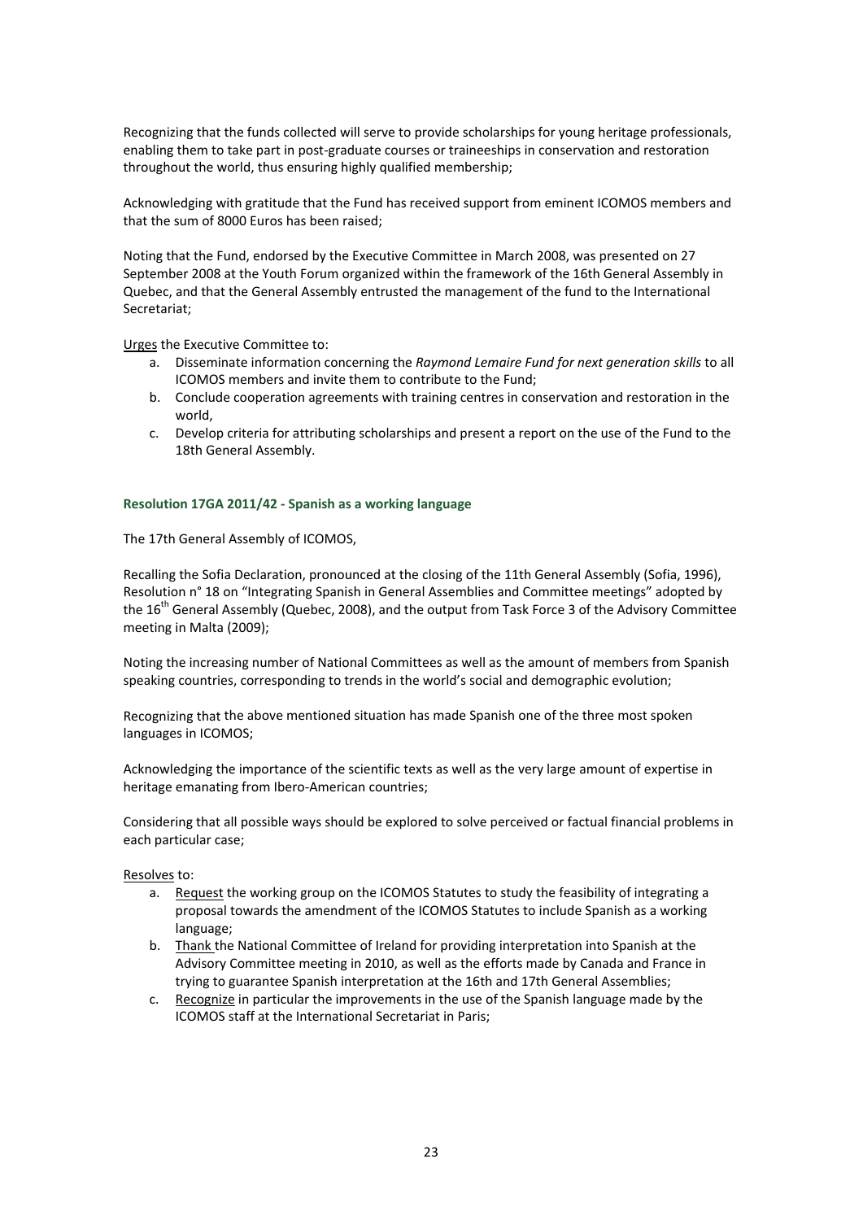Recognizing that the funds collected will serve to provide scholarships for young heritage professionals, enabling them to take part in post-graduate courses or traineeships in conservation and restoration throughout the world, thus ensuring highly qualified membership;

Acknowledging with gratitude that the Fund has received support from eminent ICOMOS members and that the sum of 8000 Euros has been raised;

Noting that the Fund, endorsed by the Executive Committee in March 2008, was presented on 27 September 2008 at the Youth Forum organized within the framework of the 16th General Assembly in Quebec, and that the General Assembly entrusted the management of the fund to the International Secretariat;

<u>Urges</u> the Executive Committee to:

a. Disseminate information concerning the *Raymond Lemaire Fund for next generation skills* to all ICOMOS members and invite them to contribute to the Fund;
b. Conclude cooperation agreements with training centres in conservation and restoration in the world,
c. Develop criteria for attributing scholarships and present a report on the use of the Fund to the 18th General Assembly.

#### Resolution 17GA 2011/42 - Spanish as a working language

The 17th General Assembly of ICOMOS,

Recalling the Sofia Declaration, pronounced at the closing of the 11th General Assembly (Sofia, 1996), Resolution n° 18 on "Integrating Spanish in General Assemblies and Committee meetings" adopted by the 16th General Assembly (Quebec, 2008), and the output from Task Force 3 of the Advisory Committee meeting in Malta (2009);

Noting the increasing number of National Committees as well as the amount of members from Spanish speaking countries, corresponding to trends in the world's social and demographic evolution;

Recognizing that the above mentioned situation has made Spanish one of the three most spoken languages in ICOMOS;

Acknowledging the importance of the scientific texts as well as the very large amount of expertise in heritage emanating from Ibero-American countries;

Considering that all possible ways should be explored to solve perceived or factual financial problems in each particular case;

<u>Resolves</u> to:

a. <u>Request</u> the working group on the ICOMOS Statutes to study the feasibility of integrating a proposal towards the amendment of the ICOMOS Statutes to include Spanish as a working language;
b. <u>Thank</u> the National Committee of Ireland for providing interpretation into Spanish at the Advisory Committee meeting in 2010, as well as the efforts made by Canada and France in trying to guarantee Spanish interpretation at the 16th and 17th General Assemblies;
c. <u>Recognize</u> in particular the improvements in the use of the Spanish language made by the ICOMOS staff at the International Secretariat in Paris;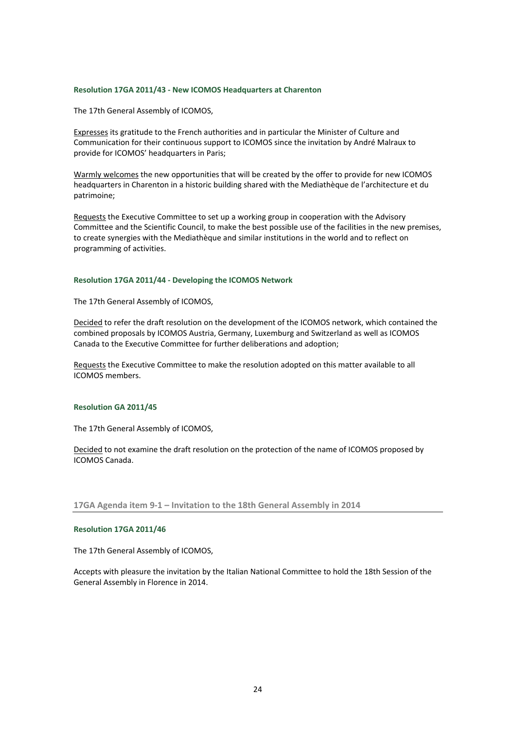#### Resolution 17GA 2011/43 - New ICOMOS Headquarters at Charenton

The 17th General Assembly of ICOMOS,

Expresses its gratitude to the French authorities and in particular the Minister of Culture and Communication for their continuous support to ICOMOS since the invitation by André Malraux to provide for ICOMOS' headquarters in Paris;

Warmly welcomes the new opportunities that will be created by the offer to provide for new ICOMOS headquarters in Charenton in a historic building shared with the Mediathèque de l'architecture et du patrimoine;

Requests the Executive Committee to set up a working group in cooperation with the Advisory Committee and the Scientific Council, to make the best possible use of the facilities in the new premises, to create synergies with the Mediathèque and similar institutions in the world and to reflect on programming of activities.

#### Resolution 17GA 2011/44 - Developing the ICOMOS Network

The 17th General Assembly of ICOMOS,

Decided to refer the draft resolution on the development of the ICOMOS network, which contained the combined proposals by ICOMOS Austria, Germany, Luxemburg and Switzerland as well as ICOMOS Canada to the Executive Committee for further deliberations and adoption;

Requests the Executive Committee to make the resolution adopted on this matter available to all ICOMOS members.

#### Resolution GA 2011/45

The 17th General Assembly of ICOMOS,

Decided to not examine the draft resolution on the protection of the name of ICOMOS proposed by ICOMOS Canada.

### 17GA Agenda item 9-1 – Invitation to the 18th General Assembly in 2014

#### Resolution 17GA 2011/46

The 17th General Assembly of ICOMOS,

Accepts with pleasure the invitation by the Italian National Committee to hold the 18th Session of the General Assembly in Florence in 2014.